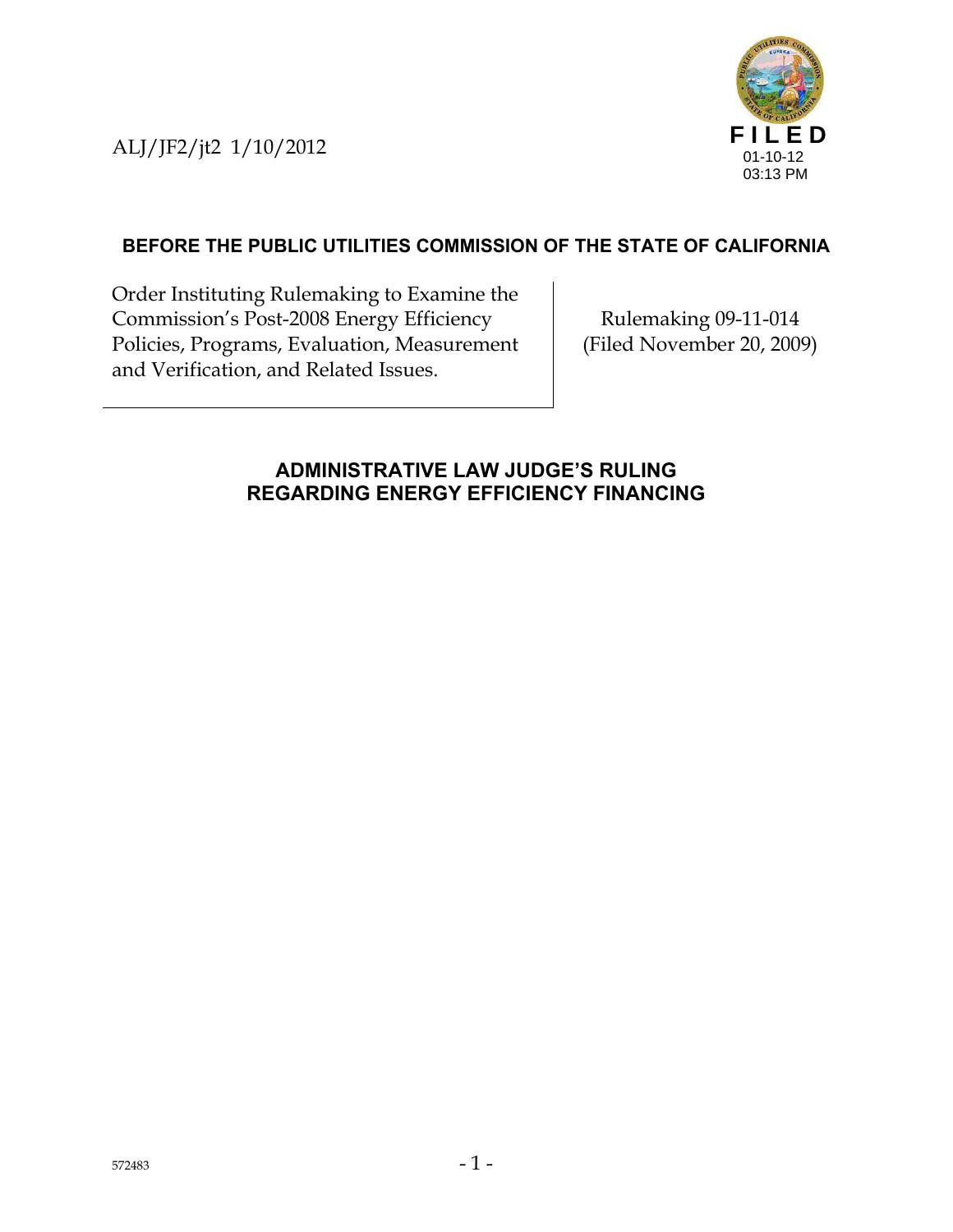ALJ/JF2/jt2 1/10/2012

**FILED**
01-10-12
03:13 PM

**BEFORE THE PUBLIC UTILITIES COMMISSION OF THE STATE OF CALIFORNIA**

| | |
|---|---|
| Order Instituting Rulemaking to Examine the Commission's Post-2008 Energy Efficiency Policies, Programs, Evaluation, Measurement and Verification, and Related Issues. | Rulemaking 09-11-014 (Filed November 20, 2009) |

# ADMINISTRATIVE LAW JUDGE'S RULING REGARDING ENERGY EFFICIENCY FINANCING

572483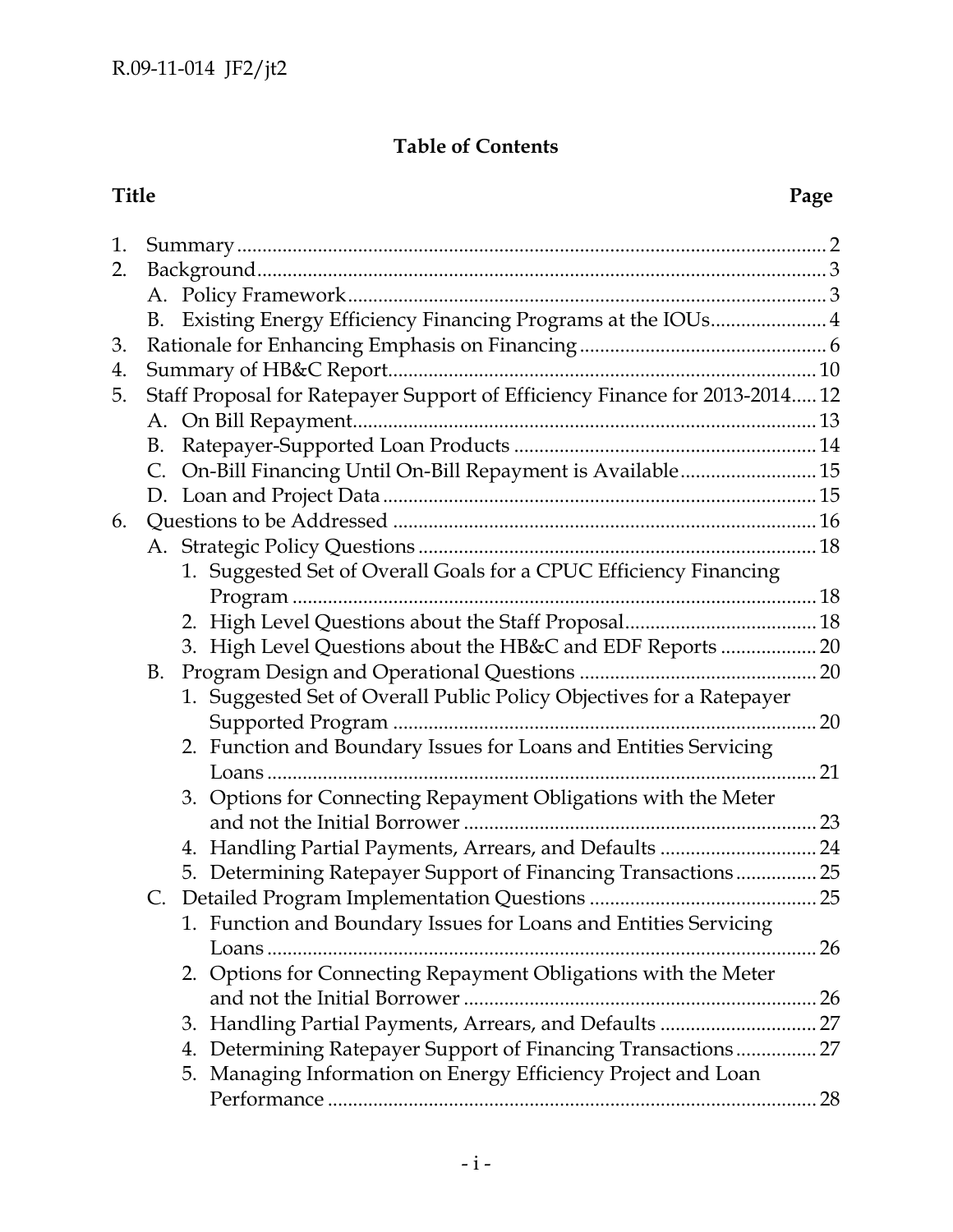## Table of Contents

| Title | Page |
|---|---|
| 1. Summary | 2 |
| 2. Background | 3 |
| A. Policy Framework | 3 |
| B. Existing Energy Efficiency Financing Programs at the IOUs | 4 |
| 3. Rationale for Enhancing Emphasis on Financing | 6 |
| 4. Summary of HB&C Report | 10 |
| 5. Staff Proposal for Ratepayer Support of Efficiency Finance for 2013-2014 | 12 |
| A. On Bill Repayment | 13 |
| B. Ratepayer-Supported Loan Products | 14 |
| C. On-Bill Financing Until On-Bill Repayment is Available | 15 |
| D. Loan and Project Data | 15 |
| 6. Questions to be Addressed | 16 |
| A. Strategic Policy Questions | 18 |
| 1. Suggested Set of Overall Goals for a CPUC Efficiency Financing Program | 18 |
| 2. High Level Questions about the Staff Proposal | 18 |
| 3. High Level Questions about the HB&C and EDF Reports | 20 |
| B. Program Design and Operational Questions | 20 |
| 1. Suggested Set of Overall Public Policy Objectives for a Ratepayer Supported Program | 20 |
| 2. Function and Boundary Issues for Loans and Entities Servicing Loans | 21 |
| 3. Options for Connecting Repayment Obligations with the Meter and not the Initial Borrower | 23 |
| 4. Handling Partial Payments, Arrears, and Defaults | 24 |
| 5. Determining Ratepayer Support of Financing Transactions | 25 |
| C. Detailed Program Implementation Questions | 25 |
| 1. Function and Boundary Issues for Loans and Entities Servicing Loans | 26 |
| 2. Options for Connecting Repayment Obligations with the Meter and not the Initial Borrower | 26 |
| 3. Handling Partial Payments, Arrears, and Defaults | 27 |
| 4. Determining Ratepayer Support of Financing Transactions | 27 |
| 5. Managing Information on Energy Efficiency Project and Loan Performance | 28 |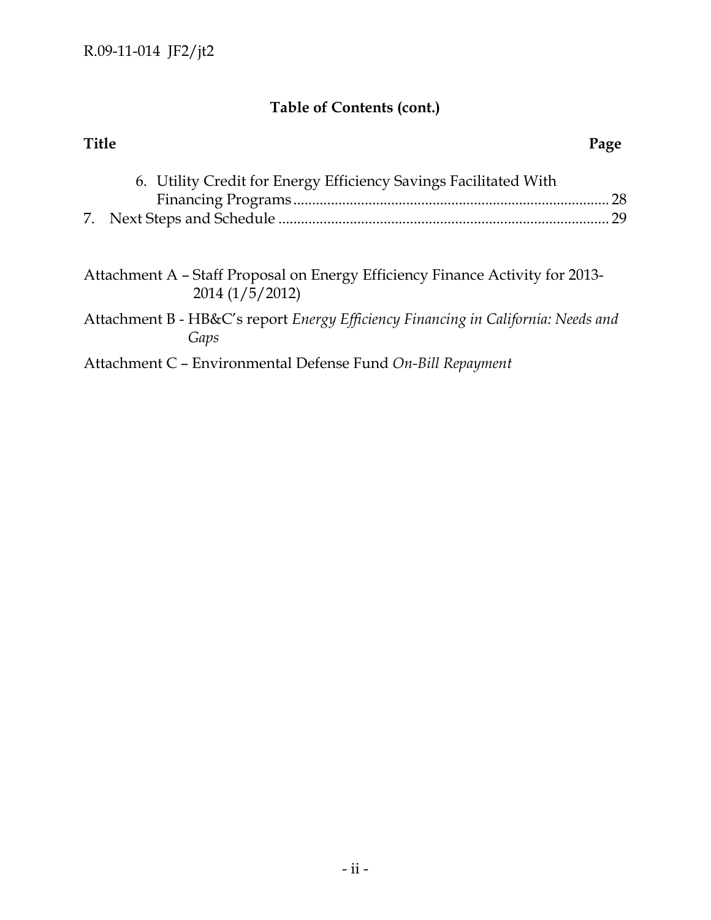**Table of Contents (cont.)**

| Title | Page |
|---|---|
| 6. Utility Credit for Energy Efficiency Savings Facilitated With Financing Programs | 28 |
| 7. Next Steps and Schedule | 29 |

Attachment A – Staff Proposal on Energy Efficiency Finance Activity for 2013-2014 (1/5/2012)

Attachment B - HB&C's report *Energy Efficiency Financing in California: Needs and Gaps*

Attachment C – Environmental Defense Fund *On-Bill Repayment*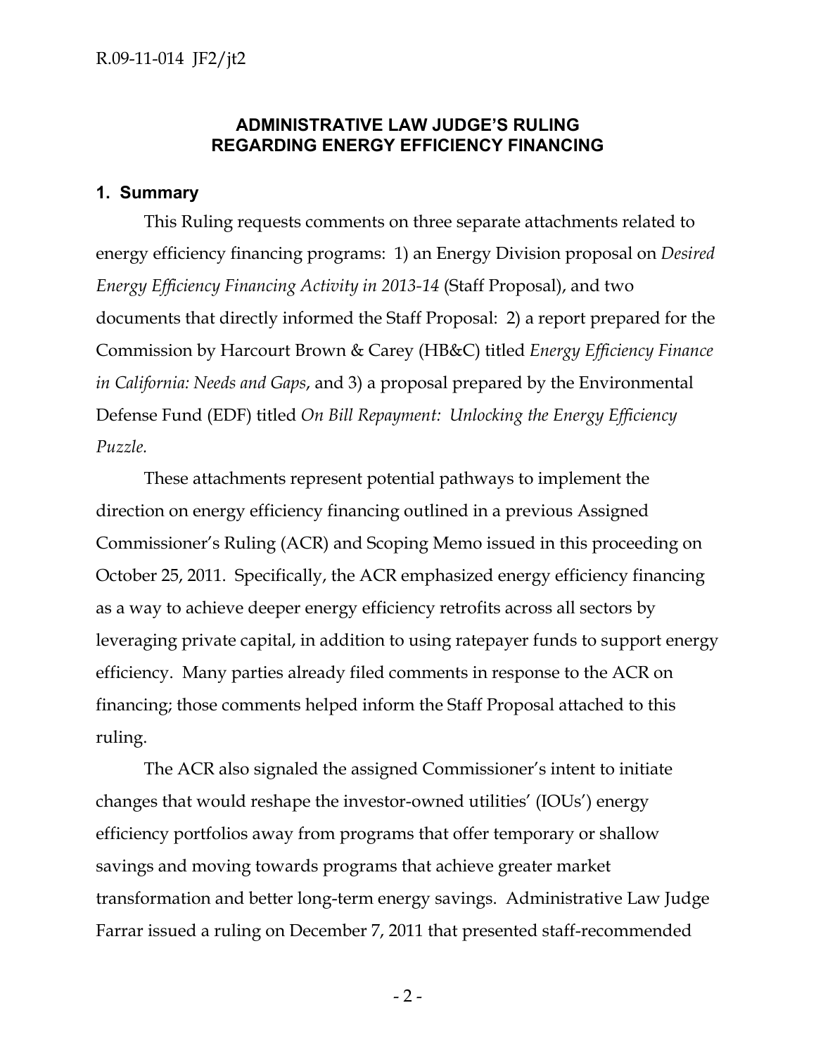## ADMINISTRATIVE LAW JUDGE'S RULING REGARDING ENERGY EFFICIENCY FINANCING

### 1. Summary

This Ruling requests comments on three separate attachments related to energy efficiency financing programs: 1) an Energy Division proposal on *Desired Energy Efficiency Financing Activity in 2013-14* (Staff Proposal), and two documents that directly informed the Staff Proposal: 2) a report prepared for the Commission by Harcourt Brown & Carey (HB&C) titled *Energy Efficiency Finance in California: Needs and Gaps*, and 3) a proposal prepared by the Environmental Defense Fund (EDF) titled *On Bill Repayment: Unlocking the Energy Efficiency Puzzle.*

These attachments represent potential pathways to implement the direction on energy efficiency financing outlined in a previous Assigned Commissioner's Ruling (ACR) and Scoping Memo issued in this proceeding on October 25, 2011. Specifically, the ACR emphasized energy efficiency financing as a way to achieve deeper energy efficiency retrofits across all sectors by leveraging private capital, in addition to using ratepayer funds to support energy efficiency. Many parties already filed comments in response to the ACR on financing; those comments helped inform the Staff Proposal attached to this ruling.

The ACR also signaled the assigned Commissioner's intent to initiate changes that would reshape the investor-owned utilities' (IOUs') energy efficiency portfolios away from programs that offer temporary or shallow savings and moving towards programs that achieve greater market transformation and better long-term energy savings. Administrative Law Judge Farrar issued a ruling on December 7, 2011 that presented staff-recommended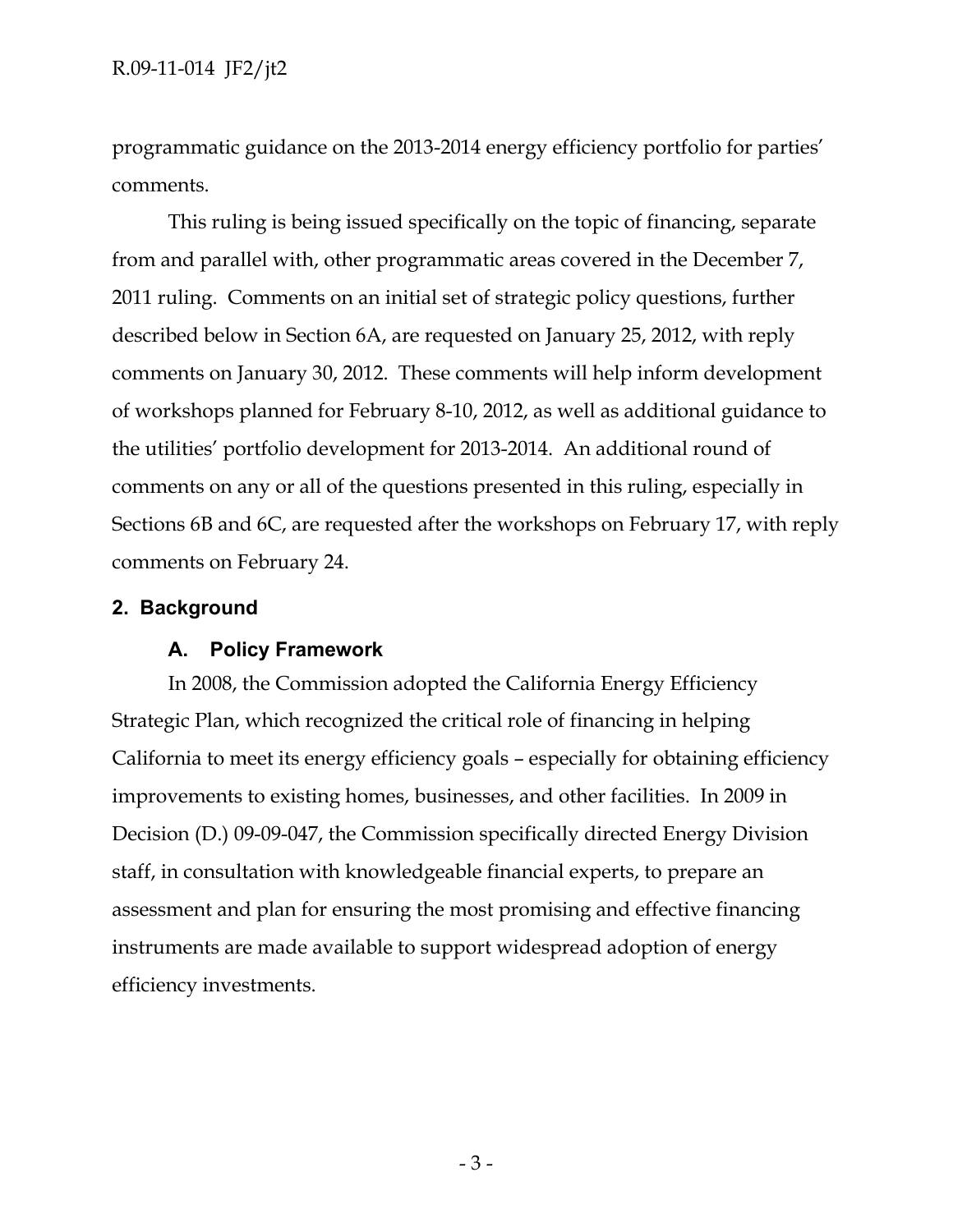programmatic guidance on the 2013-2014 energy efficiency portfolio for parties' comments.

This ruling is being issued specifically on the topic of financing, separate from and parallel with, other programmatic areas covered in the December 7, 2011 ruling. Comments on an initial set of strategic policy questions, further described below in Section 6A, are requested on January 25, 2012, with reply comments on January 30, 2012. These comments will help inform development of workshops planned for February 8-10, 2012, as well as additional guidance to the utilities' portfolio development for 2013-2014. An additional round of comments on any or all of the questions presented in this ruling, especially in Sections 6B and 6C, are requested after the workshops on February 17, with reply comments on February 24.

## 2. Background

### A. Policy Framework

In 2008, the Commission adopted the California Energy Efficiency Strategic Plan, which recognized the critical role of financing in helping California to meet its energy efficiency goals – especially for obtaining efficiency improvements to existing homes, businesses, and other facilities. In 2009 in Decision (D.) 09-09-047, the Commission specifically directed Energy Division staff, in consultation with knowledgeable financial experts, to prepare an assessment and plan for ensuring the most promising and effective financing instruments are made available to support widespread adoption of energy efficiency investments.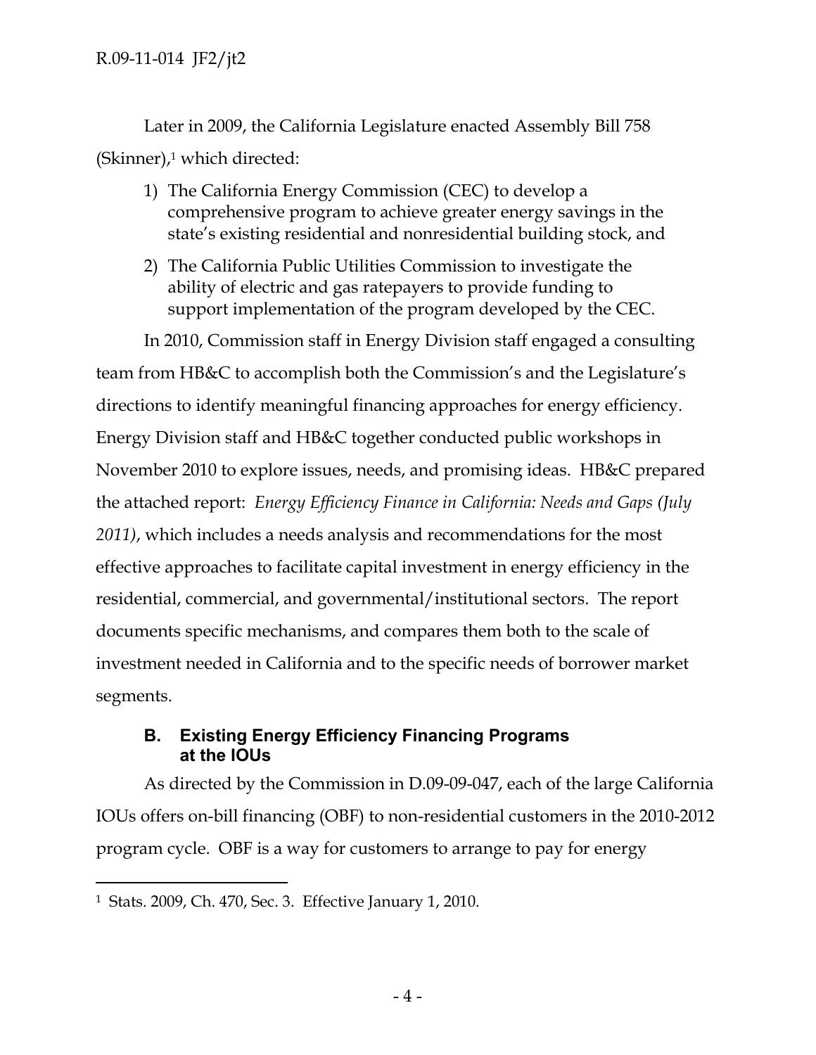Later in 2009, the California Legislature enacted Assembly Bill 758 (Skinner),[1] which directed:

1) The California Energy Commission (CEC) to develop a comprehensive program to achieve greater energy savings in the state's existing residential and nonresidential building stock, and
2) The California Public Utilities Commission to investigate the ability of electric and gas ratepayers to provide funding to support implementation of the program developed by the CEC.

In 2010, Commission staff in Energy Division staff engaged a consulting team from HB&C to accomplish both the Commission's and the Legislature's directions to identify meaningful financing approaches for energy efficiency. Energy Division staff and HB&C together conducted public workshops in November 2010 to explore issues, needs, and promising ideas. HB&C prepared the attached report: *Energy Efficiency Finance in California: Needs and Gaps (July 2011)*, which includes a needs analysis and recommendations for the most effective approaches to facilitate capital investment in energy efficiency in the residential, commercial, and governmental/institutional sectors. The report documents specific mechanisms, and compares them both to the scale of investment needed in California and to the specific needs of borrower market segments.

### B. Existing Energy Efficiency Financing Programs at the IOUs

As directed by the Commission in D.09-09-047, each of the large California IOUs offers on-bill financing (OBF) to non-residential customers in the 2010-2012 program cycle. OBF is a way for customers to arrange to pay for energy

---

[1] Stats. 2009, Ch. 470, Sec. 3. Effective January 1, 2010.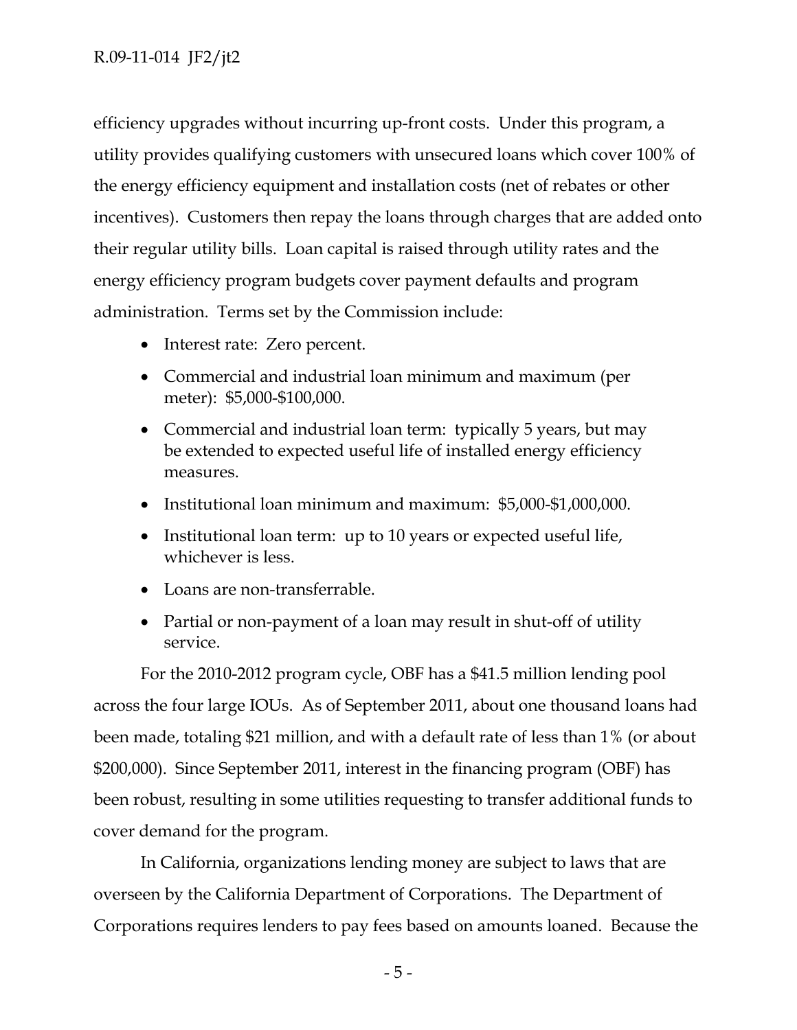efficiency upgrades without incurring up-front costs. Under this program, a utility provides qualifying customers with unsecured loans which cover 100% of the energy efficiency equipment and installation costs (net of rebates or other incentives). Customers then repay the loans through charges that are added onto their regular utility bills. Loan capital is raised through utility rates and the energy efficiency program budgets cover payment defaults and program administration. Terms set by the Commission include:

- Interest rate: Zero percent.
- Commercial and industrial loan minimum and maximum (per meter): $5,000-$100,000.
- Commercial and industrial loan term: typically 5 years, but may be extended to expected useful life of installed energy efficiency measures.
- Institutional loan minimum and maximum: $5,000-$1,000,000.
- Institutional loan term: up to 10 years or expected useful life, whichever is less.
- Loans are non-transferrable.
- Partial or non-payment of a loan may result in shut-off of utility service.

For the 2010-2012 program cycle, OBF has a $41.5 million lending pool across the four large IOUs. As of September 2011, about one thousand loans had been made, totaling $21 million, and with a default rate of less than 1% (or about $200,000). Since September 2011, interest in the financing program (OBF) has been robust, resulting in some utilities requesting to transfer additional funds to cover demand for the program.

In California, organizations lending money are subject to laws that are overseen by the California Department of Corporations. The Department of Corporations requires lenders to pay fees based on amounts loaned. Because the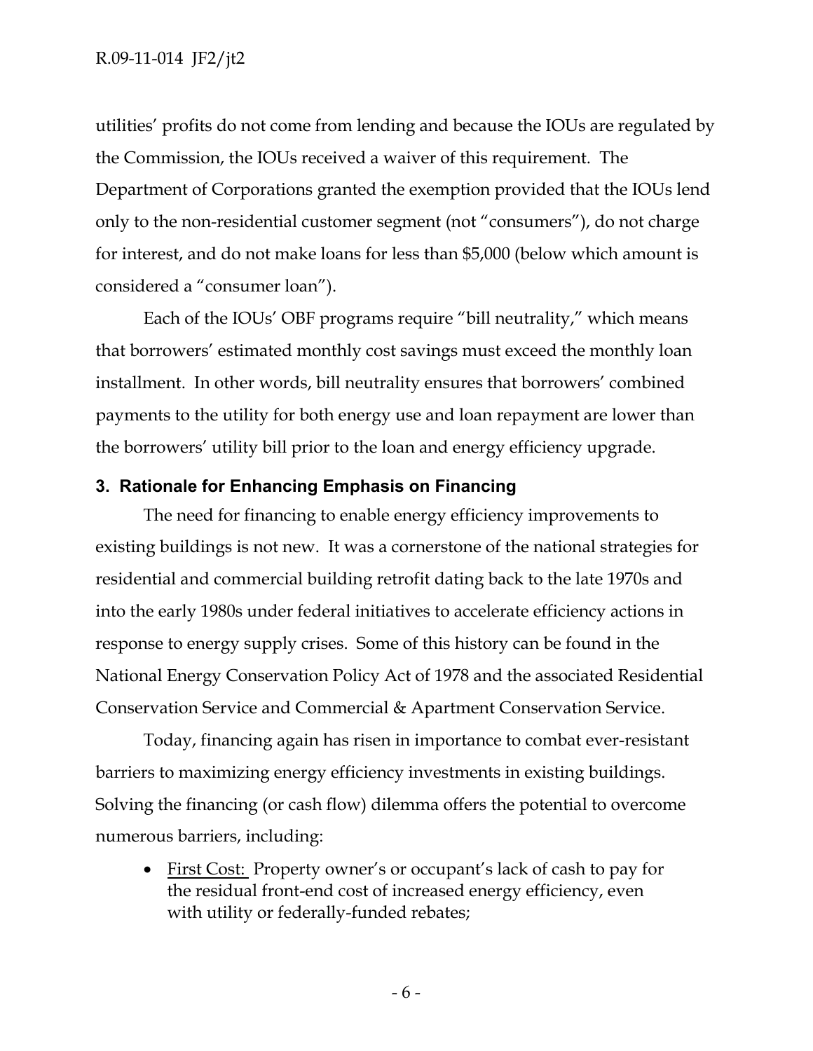utilities' profits do not come from lending and because the IOUs are regulated by the Commission, the IOUs received a waiver of this requirement. The Department of Corporations granted the exemption provided that the IOUs lend only to the non-residential customer segment (not "consumers"), do not charge for interest, and do not make loans for less than $5,000 (below which amount is considered a "consumer loan").

Each of the IOUs' OBF programs require "bill neutrality," which means that borrowers' estimated monthly cost savings must exceed the monthly loan installment. In other words, bill neutrality ensures that borrowers' combined payments to the utility for both energy use and loan repayment are lower than the borrowers' utility bill prior to the loan and energy efficiency upgrade.

### 3. Rationale for Enhancing Emphasis on Financing

The need for financing to enable energy efficiency improvements to existing buildings is not new. It was a cornerstone of the national strategies for residential and commercial building retrofit dating back to the late 1970s and into the early 1980s under federal initiatives to accelerate efficiency actions in response to energy supply crises. Some of this history can be found in the National Energy Conservation Policy Act of 1978 and the associated Residential Conservation Service and Commercial & Apartment Conservation Service.

Today, financing again has risen in importance to combat ever-resistant barriers to maximizing energy efficiency investments in existing buildings. Solving the financing (or cash flow) dilemma offers the potential to overcome numerous barriers, including:

- First Cost: Property owner's or occupant's lack of cash to pay for the residual front-end cost of increased energy efficiency, even with utility or federally-funded rebates;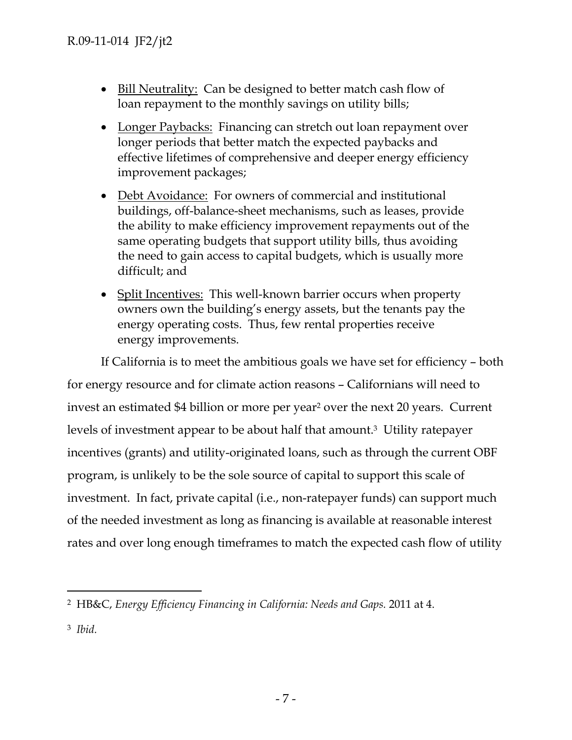- Bill Neutrality: Can be designed to better match cash flow of loan repayment to the monthly savings on utility bills;
- Longer Paybacks: Financing can stretch out loan repayment over longer periods that better match the expected paybacks and effective lifetimes of comprehensive and deeper energy efficiency improvement packages;
- Debt Avoidance: For owners of commercial and institutional buildings, off-balance-sheet mechanisms, such as leases, provide the ability to make efficiency improvement repayments out of the same operating budgets that support utility bills, thus avoiding the need to gain access to capital budgets, which is usually more difficult; and
- Split Incentives: This well-known barrier occurs when property owners own the building's energy assets, but the tenants pay the energy operating costs. Thus, few rental properties receive energy improvements.

If California is to meet the ambitious goals we have set for efficiency – both for energy resource and for climate action reasons – Californians will need to invest an estimated $4 billion or more per year[2] over the next 20 years. Current levels of investment appear to be about half that amount.[3] Utility ratepayer incentives (grants) and utility-originated loans, such as through the current OBF program, is unlikely to be the sole source of capital to support this scale of investment. In fact, private capital (i.e., non-ratepayer funds) can support much of the needed investment as long as financing is available at reasonable interest rates and over long enough timeframes to match the expected cash flow of utility

---

[2] HB&C, *Energy Efficiency Financing in California: Needs and Gaps.* 2011 at 4.

[3] *Ibid.*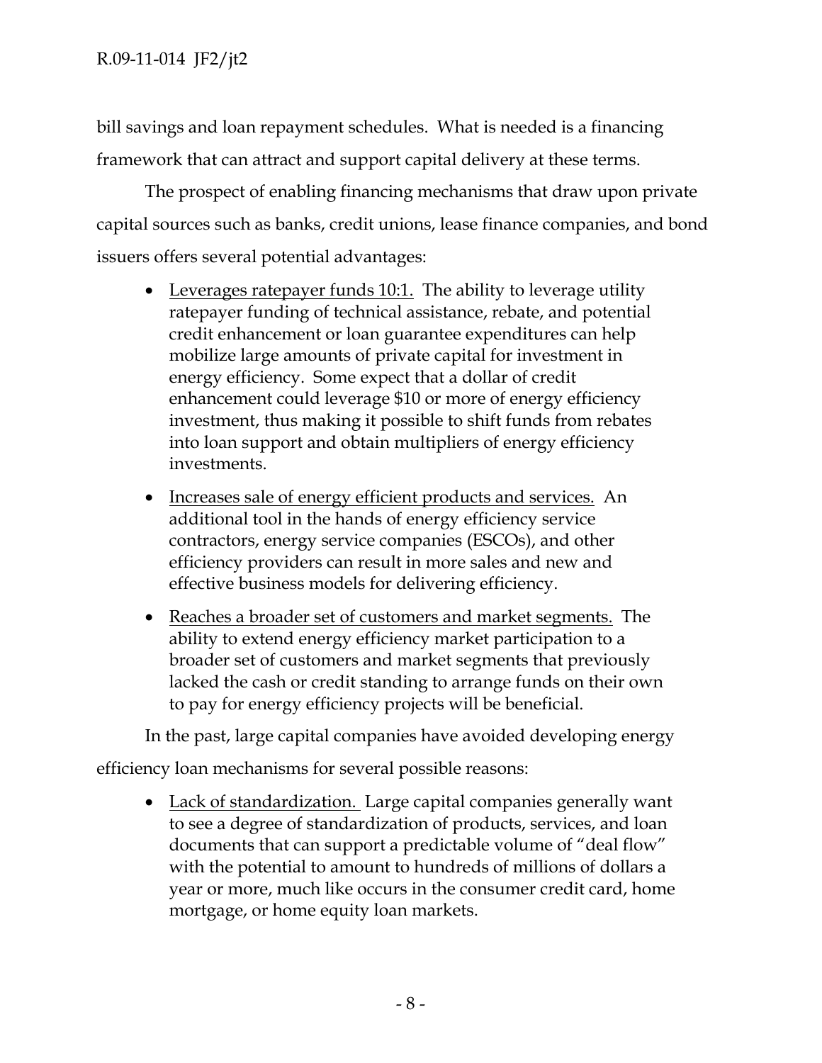bill savings and loan repayment schedules. What is needed is a financing framework that can attract and support capital delivery at these terms.

The prospect of enabling financing mechanisms that draw upon private capital sources such as banks, credit unions, lease finance companies, and bond issuers offers several potential advantages:

- <u>Leverages ratepayer funds 10:1.</u> The ability to leverage utility ratepayer funding of technical assistance, rebate, and potential credit enhancement or loan guarantee expenditures can help mobilize large amounts of private capital for investment in energy efficiency. Some expect that a dollar of credit enhancement could leverage $10 or more of energy efficiency investment, thus making it possible to shift funds from rebates into loan support and obtain multipliers of energy efficiency investments.
- <u>Increases sale of energy efficient products and services.</u> An additional tool in the hands of energy efficiency service contractors, energy service companies (ESCOs), and other efficiency providers can result in more sales and new and effective business models for delivering efficiency.
- <u>Reaches a broader set of customers and market segments.</u> The ability to extend energy efficiency market participation to a broader set of customers and market segments that previously lacked the cash or credit standing to arrange funds on their own to pay for energy efficiency projects will be beneficial.

In the past, large capital companies have avoided developing energy efficiency loan mechanisms for several possible reasons:

- <u>Lack of standardization.</u> Large capital companies generally want to see a degree of standardization of products, services, and loan documents that can support a predictable volume of "deal flow" with the potential to amount to hundreds of millions of dollars a year or more, much like occurs in the consumer credit card, home mortgage, or home equity loan markets.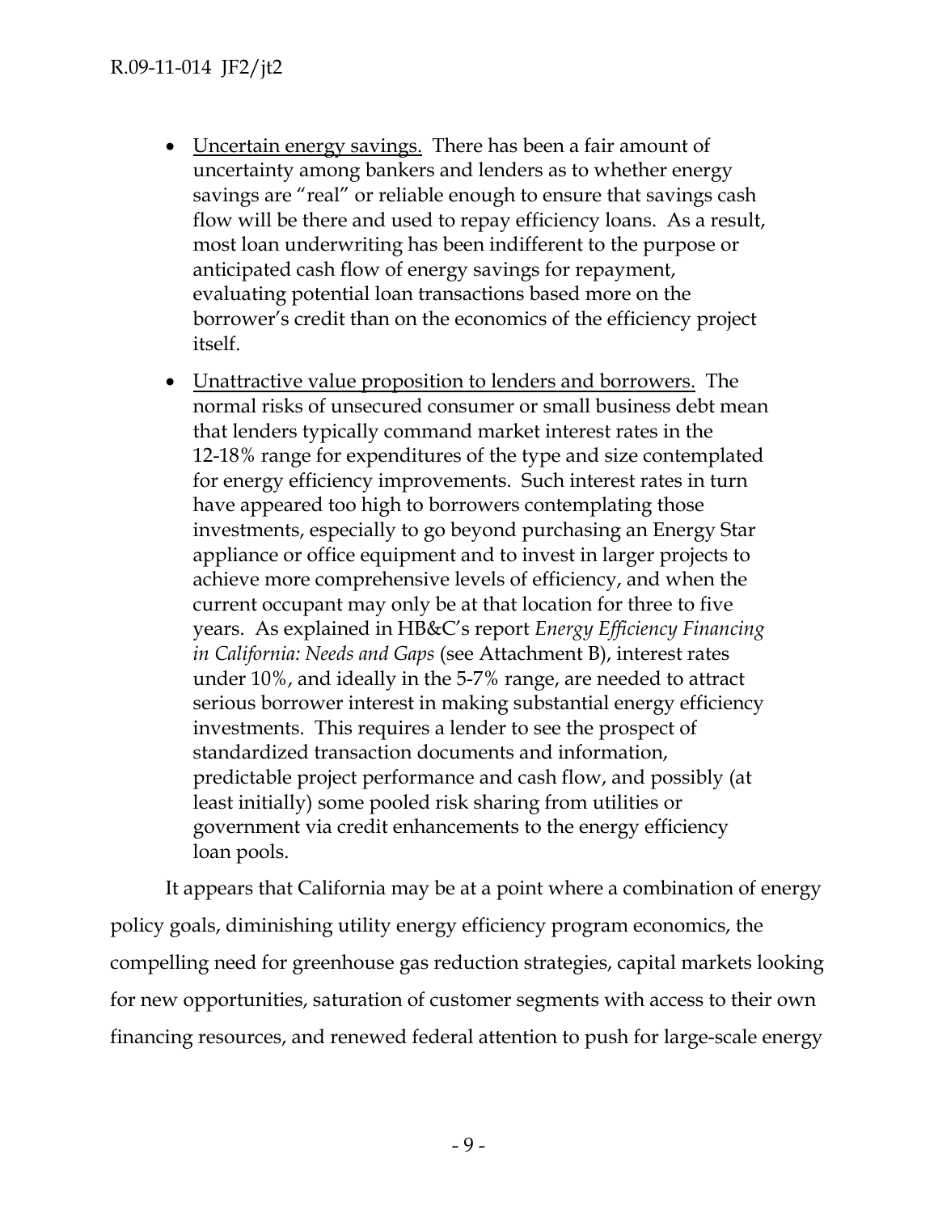- <u>Uncertain energy savings.</u> There has been a fair amount of uncertainty among bankers and lenders as to whether energy savings are "real" or reliable enough to ensure that savings cash flow will be there and used to repay efficiency loans. As a result, most loan underwriting has been indifferent to the purpose or anticipated cash flow of energy savings for repayment, evaluating potential loan transactions based more on the borrower's credit than on the economics of the efficiency project itself.
- <u>Unattractive value proposition to lenders and borrowers.</u> The normal risks of unsecured consumer or small business debt mean that lenders typically command market interest rates in the 12-18% range for expenditures of the type and size contemplated for energy efficiency improvements. Such interest rates in turn have appeared too high to borrowers contemplating those investments, especially to go beyond purchasing an Energy Star appliance or office equipment and to invest in larger projects to achieve more comprehensive levels of efficiency, and when the current occupant may only be at that location for three to five years. As explained in HB&C's report *Energy Efficiency Financing in California: Needs and Gaps* (see Attachment B), interest rates under 10%, and ideally in the 5-7% range, are needed to attract serious borrower interest in making substantial energy efficiency investments. This requires a lender to see the prospect of standardized transaction documents and information, predictable project performance and cash flow, and possibly (at least initially) some pooled risk sharing from utilities or government via credit enhancements to the energy efficiency loan pools.

It appears that California may be at a point where a combination of energy policy goals, diminishing utility energy efficiency program economics, the compelling need for greenhouse gas reduction strategies, capital markets looking for new opportunities, saturation of customer segments with access to their own financing resources, and renewed federal attention to push for large-scale energy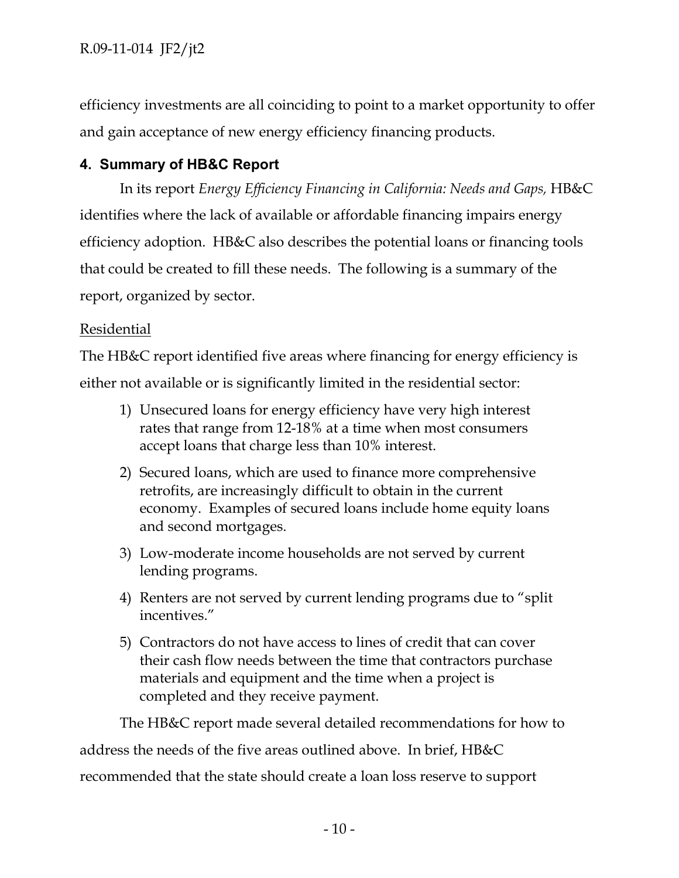efficiency investments are all coinciding to point to a market opportunity to offer and gain acceptance of new energy efficiency financing products.

### 4. Summary of HB&C Report

In its report *Energy Efficiency Financing in California: Needs and Gaps,* HB&C identifies where the lack of available or affordable financing impairs energy efficiency adoption. HB&C also describes the potential loans or financing tools that could be created to fill these needs. The following is a summary of the report, organized by sector.

<u>Residential</u>

The HB&C report identified five areas where financing for energy efficiency is either not available or is significantly limited in the residential sector:

1) Unsecured loans for energy efficiency have very high interest rates that range from 12-18% at a time when most consumers accept loans that charge less than 10% interest.
2) Secured loans, which are used to finance more comprehensive retrofits, are increasingly difficult to obtain in the current economy. Examples of secured loans include home equity loans and second mortgages.
3) Low-moderate income households are not served by current lending programs.
4) Renters are not served by current lending programs due to "split incentives."
5) Contractors do not have access to lines of credit that can cover their cash flow needs between the time that contractors purchase materials and equipment and the time when a project is completed and they receive payment.

The HB&C report made several detailed recommendations for how to address the needs of the five areas outlined above. In brief, HB&C recommended that the state should create a loan loss reserve to support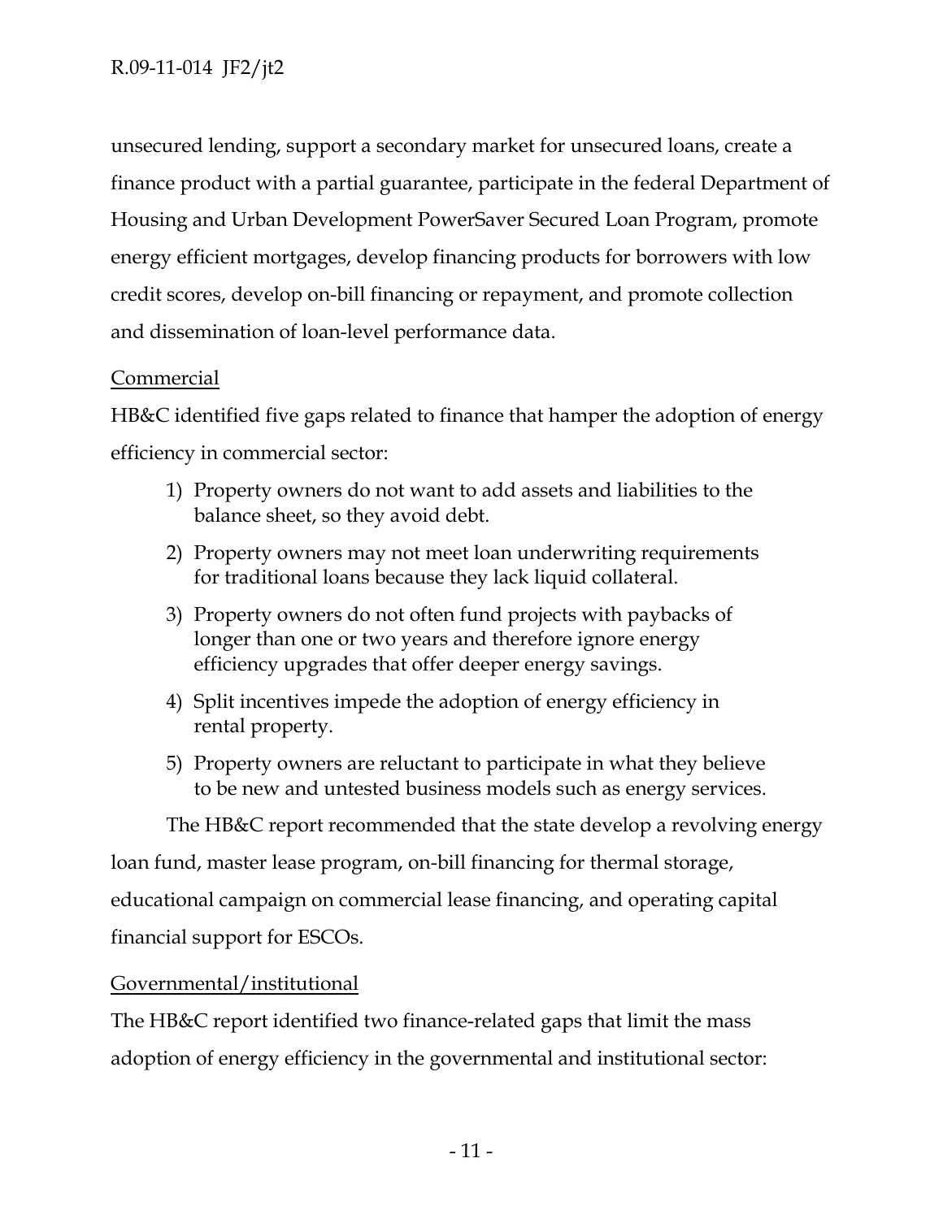unsecured lending, support a secondary market for unsecured loans, create a finance product with a partial guarantee, participate in the federal Department of Housing and Urban Development PowerSaver Secured Loan Program, promote energy efficient mortgages, develop financing products for borrowers with low credit scores, develop on-bill financing or repayment, and promote collection and dissemination of loan-level performance data.

Commercial

HB&C identified five gaps related to finance that hamper the adoption of energy efficiency in commercial sector:

1) Property owners do not want to add assets and liabilities to the balance sheet, so they avoid debt.
2) Property owners may not meet loan underwriting requirements for traditional loans because they lack liquid collateral.
3) Property owners do not often fund projects with paybacks of longer than one or two years and therefore ignore energy efficiency upgrades that offer deeper energy savings.
4) Split incentives impede the adoption of energy efficiency in rental property.
5) Property owners are reluctant to participate in what they believe to be new and untested business models such as energy services.

The HB&C report recommended that the state develop a revolving energy loan fund, master lease program, on-bill financing for thermal storage, educational campaign on commercial lease financing, and operating capital financial support for ESCOs.

Governmental/institutional

The HB&C report identified two finance-related gaps that limit the mass adoption of energy efficiency in the governmental and institutional sector: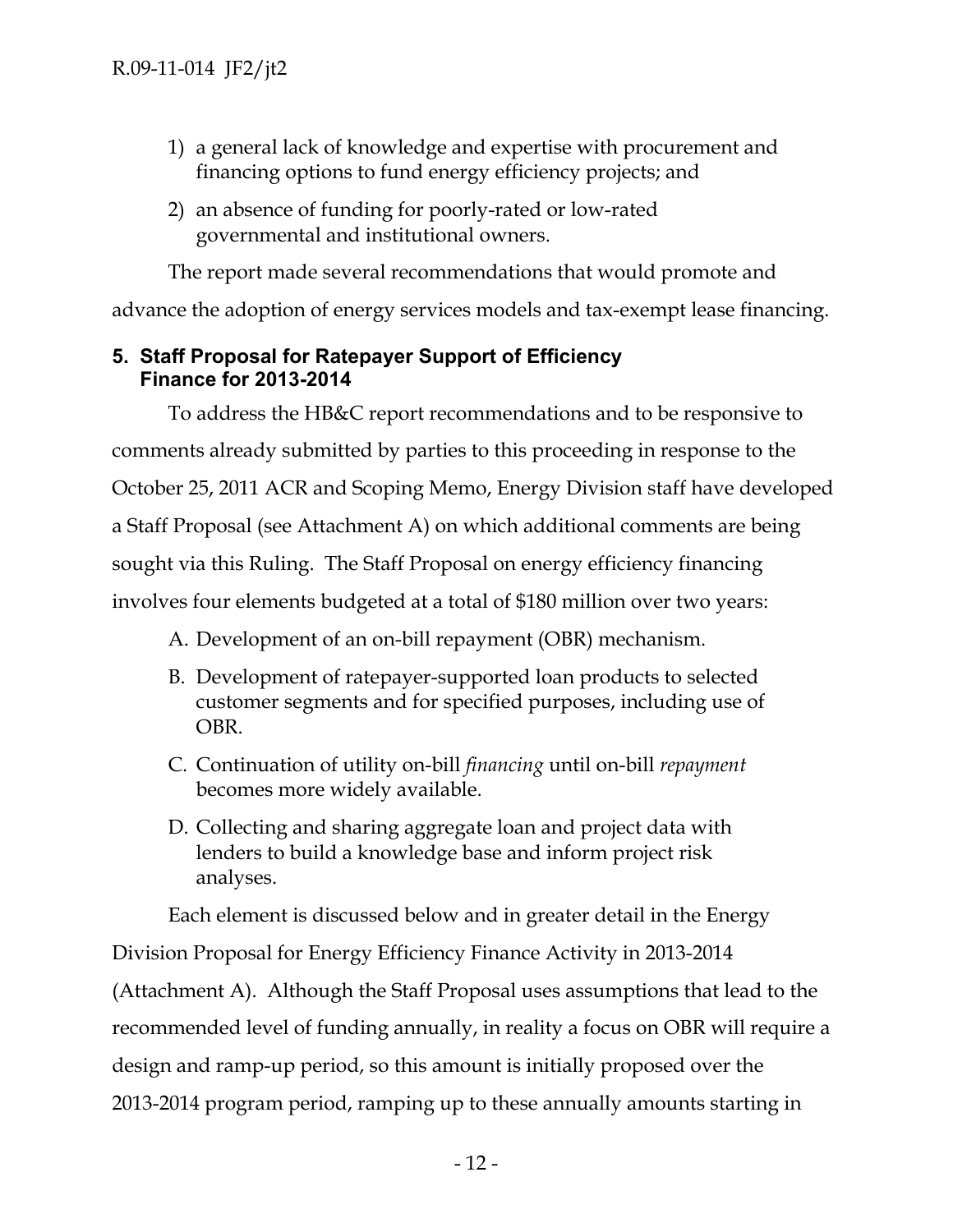1) a general lack of knowledge and expertise with procurement and financing options to fund energy efficiency projects; and
2) an absence of funding for poorly-rated or low-rated governmental and institutional owners.

The report made several recommendations that would promote and advance the adoption of energy services models and tax-exempt lease financing.

## 5. Staff Proposal for Ratepayer Support of Efficiency Finance for 2013-2014

To address the HB&C report recommendations and to be responsive to comments already submitted by parties to this proceeding in response to the October 25, 2011 ACR and Scoping Memo, Energy Division staff have developed a Staff Proposal (see Attachment A) on which additional comments are being sought via this Ruling. The Staff Proposal on energy efficiency financing involves four elements budgeted at a total of $180 million over two years:

A. Development of an on-bill repayment (OBR) mechanism.

B. Development of ratepayer-supported loan products to selected customer segments and for specified purposes, including use of OBR.

C. Continuation of utility on-bill *financing* until on-bill *repayment* becomes more widely available.

D. Collecting and sharing aggregate loan and project data with lenders to build a knowledge base and inform project risk analyses.

Each element is discussed below and in greater detail in the Energy Division Proposal for Energy Efficiency Finance Activity in 2013-2014 (Attachment A). Although the Staff Proposal uses assumptions that lead to the recommended level of funding annually, in reality a focus on OBR will require a design and ramp-up period, so this amount is initially proposed over the 2013-2014 program period, ramping up to these annually amounts starting in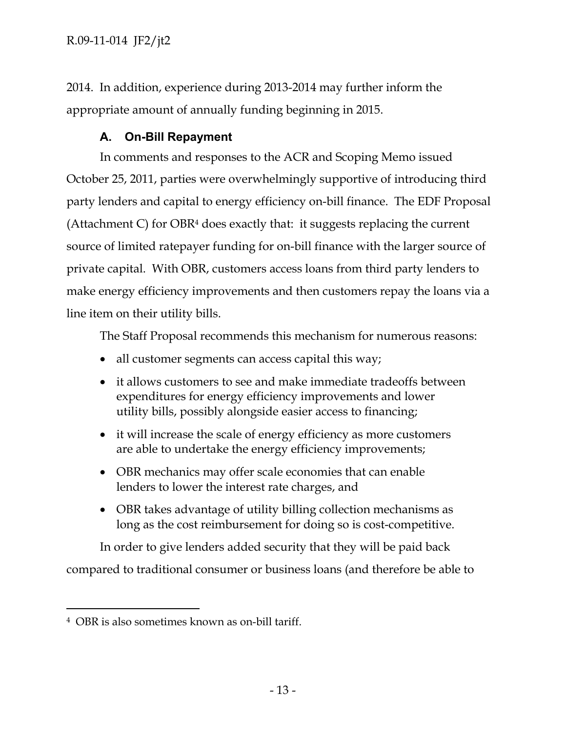2014. In addition, experience during 2013-2014 may further inform the appropriate amount of annually funding beginning in 2015.

### A. On-Bill Repayment

In comments and responses to the ACR and Scoping Memo issued October 25, 2011, parties were overwhelmingly supportive of introducing third party lenders and capital to energy efficiency on-bill finance. The EDF Proposal (Attachment C) for OBR[4] does exactly that: it suggests replacing the current source of limited ratepayer funding for on-bill finance with the larger source of private capital. With OBR, customers access loans from third party lenders to make energy efficiency improvements and then customers repay the loans via a line item on their utility bills.

The Staff Proposal recommends this mechanism for numerous reasons:

- all customer segments can access capital this way;
- it allows customers to see and make immediate tradeoffs between expenditures for energy efficiency improvements and lower utility bills, possibly alongside easier access to financing;
- it will increase the scale of energy efficiency as more customers are able to undertake the energy efficiency improvements;
- OBR mechanics may offer scale economies that can enable lenders to lower the interest rate charges, and
- OBR takes advantage of utility billing collection mechanisms as long as the cost reimbursement for doing so is cost-competitive.

In order to give lenders added security that they will be paid back compared to traditional consumer or business loans (and therefore be able to

[4] OBR is also sometimes known as on-bill tariff.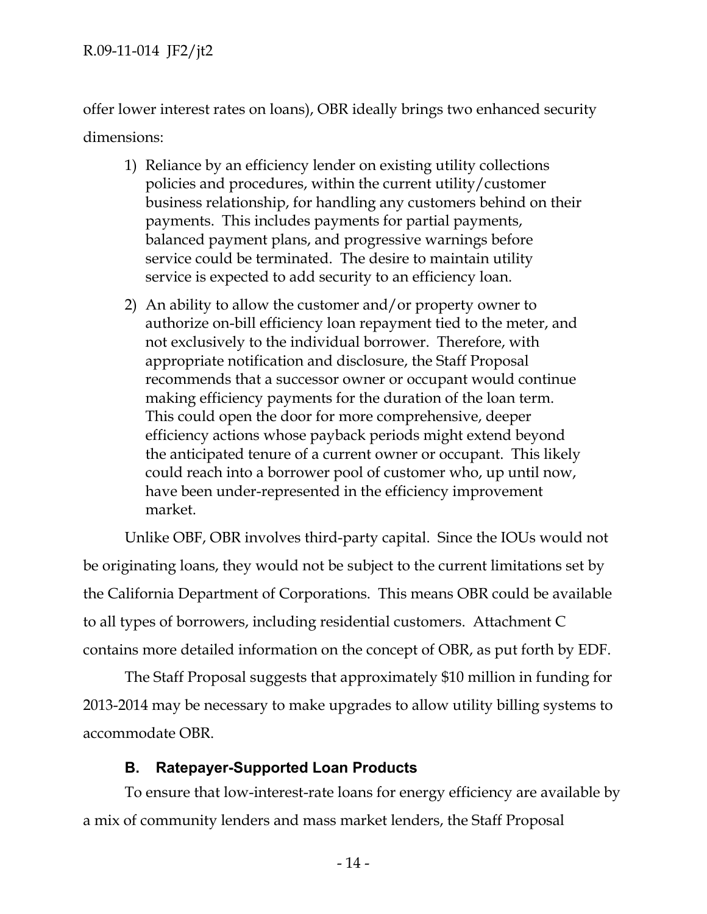offer lower interest rates on loans), OBR ideally brings two enhanced security dimensions:

1) Reliance by an efficiency lender on existing utility collections policies and procedures, within the current utility/customer business relationship, for handling any customers behind on their payments. This includes payments for partial payments, balanced payment plans, and progressive warnings before service could be terminated. The desire to maintain utility service is expected to add security to an efficiency loan.
2) An ability to allow the customer and/or property owner to authorize on-bill efficiency loan repayment tied to the meter, and not exclusively to the individual borrower. Therefore, with appropriate notification and disclosure, the Staff Proposal recommends that a successor owner or occupant would continue making efficiency payments for the duration of the loan term. This could open the door for more comprehensive, deeper efficiency actions whose payback periods might extend beyond the anticipated tenure of a current owner or occupant. This likely could reach into a borrower pool of customer who, up until now, have been under-represented in the efficiency improvement market.

Unlike OBF, OBR involves third-party capital. Since the IOUs would not be originating loans, they would not be subject to the current limitations set by the California Department of Corporations. This means OBR could be available to all types of borrowers, including residential customers. Attachment C contains more detailed information on the concept of OBR, as put forth by EDF.

The Staff Proposal suggests that approximately $10 million in funding for 2013-2014 may be necessary to make upgrades to allow utility billing systems to accommodate OBR.

### B. Ratepayer-Supported Loan Products

To ensure that low-interest-rate loans for energy efficiency are available by a mix of community lenders and mass market lenders, the Staff Proposal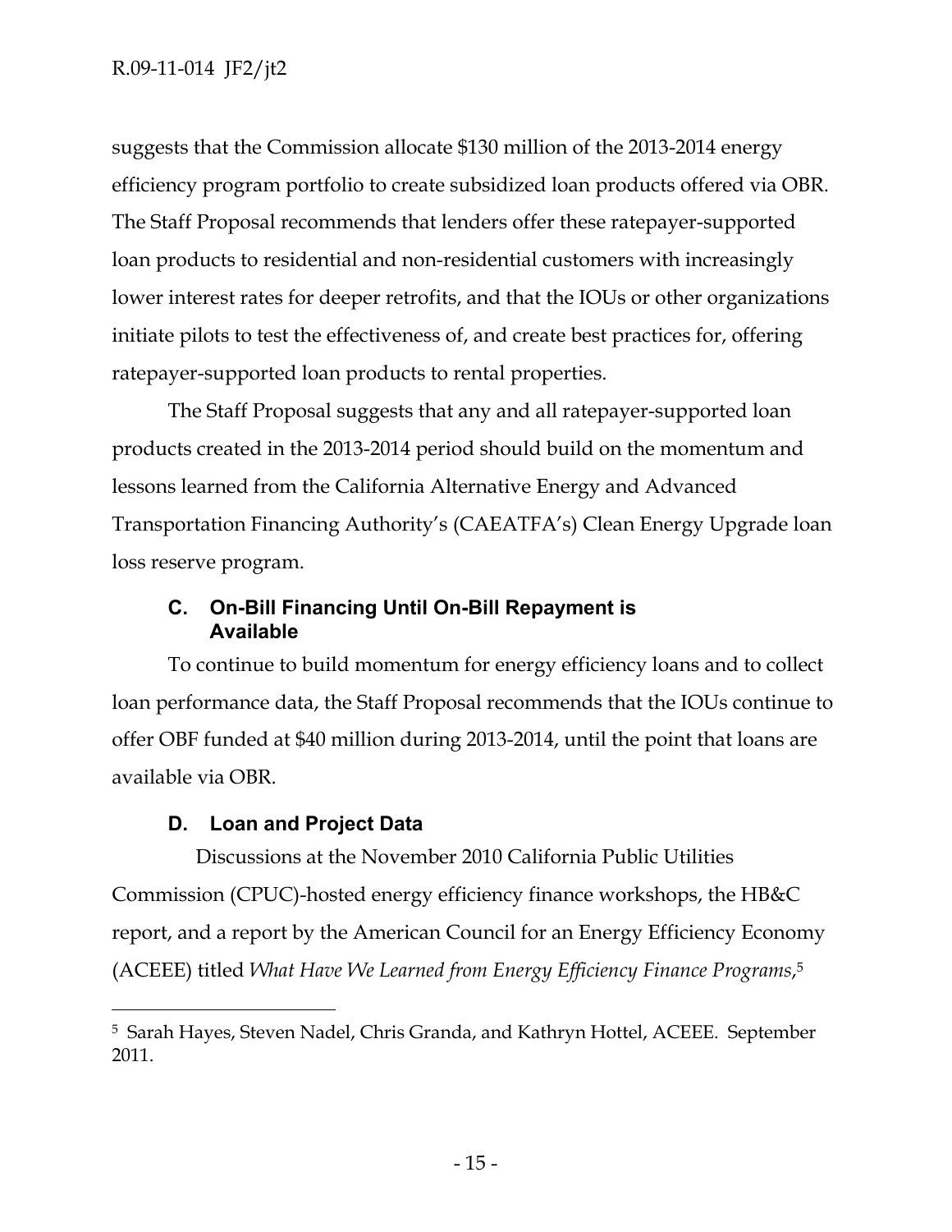suggests that the Commission allocate $130 million of the 2013-2014 energy efficiency program portfolio to create subsidized loan products offered via OBR. The Staff Proposal recommends that lenders offer these ratepayer-supported loan products to residential and non-residential customers with increasingly lower interest rates for deeper retrofits, and that the IOUs or other organizations initiate pilots to test the effectiveness of, and create best practices for, offering ratepayer-supported loan products to rental properties.

The Staff Proposal suggests that any and all ratepayer-supported loan products created in the 2013-2014 period should build on the momentum and lessons learned from the California Alternative Energy and Advanced Transportation Financing Authority's (CAEATFA's) Clean Energy Upgrade loan loss reserve program.

### C. On-Bill Financing Until On-Bill Repayment is Available

To continue to build momentum for energy efficiency loans and to collect loan performance data, the Staff Proposal recommends that the IOUs continue to offer OBF funded at $40 million during 2013-2014, until the point that loans are available via OBR.

### D. Loan and Project Data

Discussions at the November 2010 California Public Utilities Commission (CPUC)-hosted energy efficiency finance workshops, the HB&C report, and a report by the American Council for an Energy Efficiency Economy (ACEEE) titled *What Have We Learned from Energy Efficiency Finance Programs*,[5]

---

[5] Sarah Hayes, Steven Nadel, Chris Granda, and Kathryn Hottel, ACEEE. September 2011.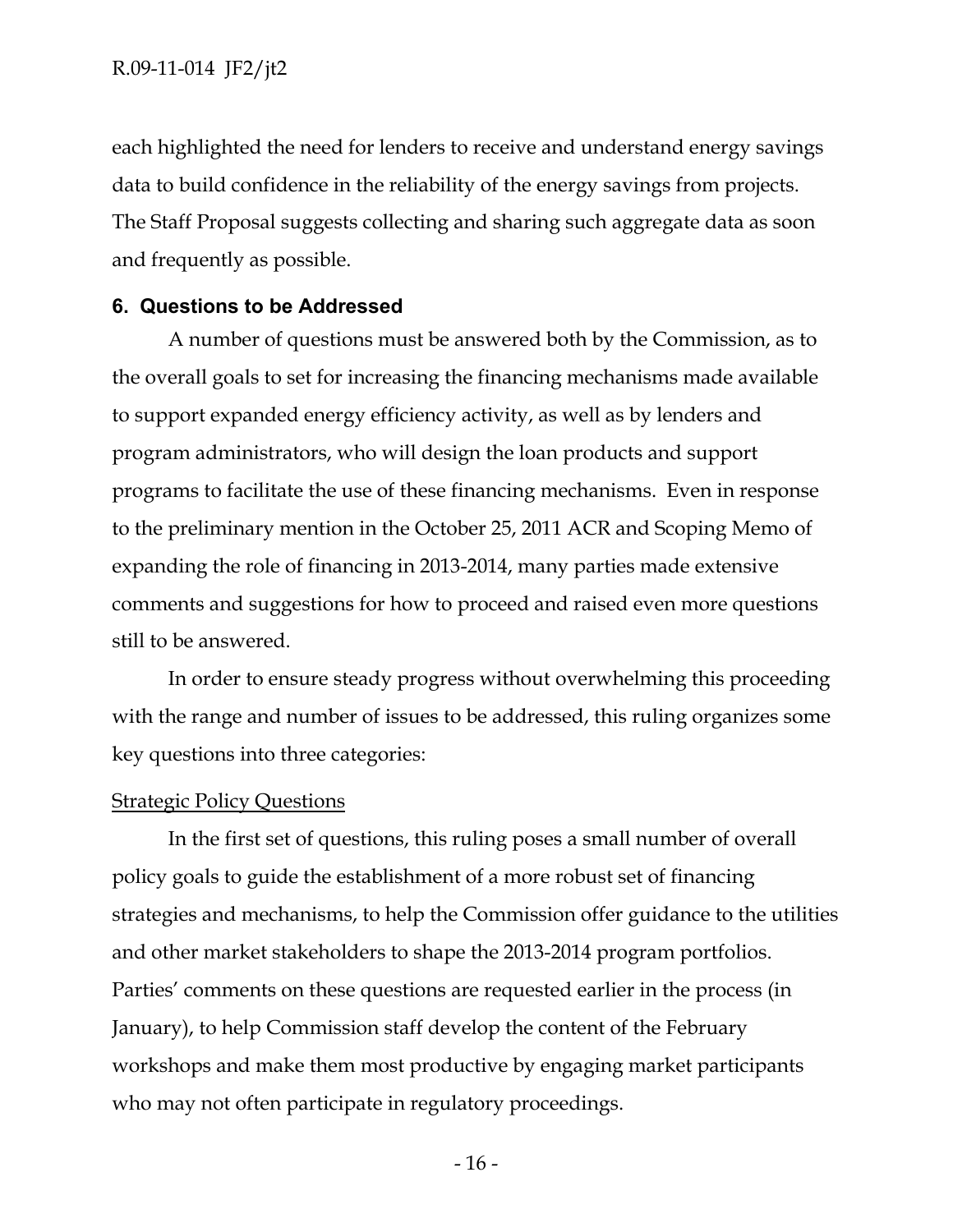each highlighted the need for lenders to receive and understand energy savings data to build confidence in the reliability of the energy savings from projects. The Staff Proposal suggests collecting and sharing such aggregate data as soon and frequently as possible.

## 6. Questions to be Addressed

A number of questions must be answered both by the Commission, as to the overall goals to set for increasing the financing mechanisms made available to support expanded energy efficiency activity, as well as by lenders and program administrators, who will design the loan products and support programs to facilitate the use of these financing mechanisms. Even in response to the preliminary mention in the October 25, 2011 ACR and Scoping Memo of expanding the role of financing in 2013-2014, many parties made extensive comments and suggestions for how to proceed and raised even more questions still to be answered.

In order to ensure steady progress without overwhelming this proceeding with the range and number of issues to be addressed, this ruling organizes some key questions into three categories:

Strategic Policy Questions

In the first set of questions, this ruling poses a small number of overall policy goals to guide the establishment of a more robust set of financing strategies and mechanisms, to help the Commission offer guidance to the utilities and other market stakeholders to shape the 2013-2014 program portfolios. Parties' comments on these questions are requested earlier in the process (in January), to help Commission staff develop the content of the February workshops and make them most productive by engaging market participants who may not often participate in regulatory proceedings.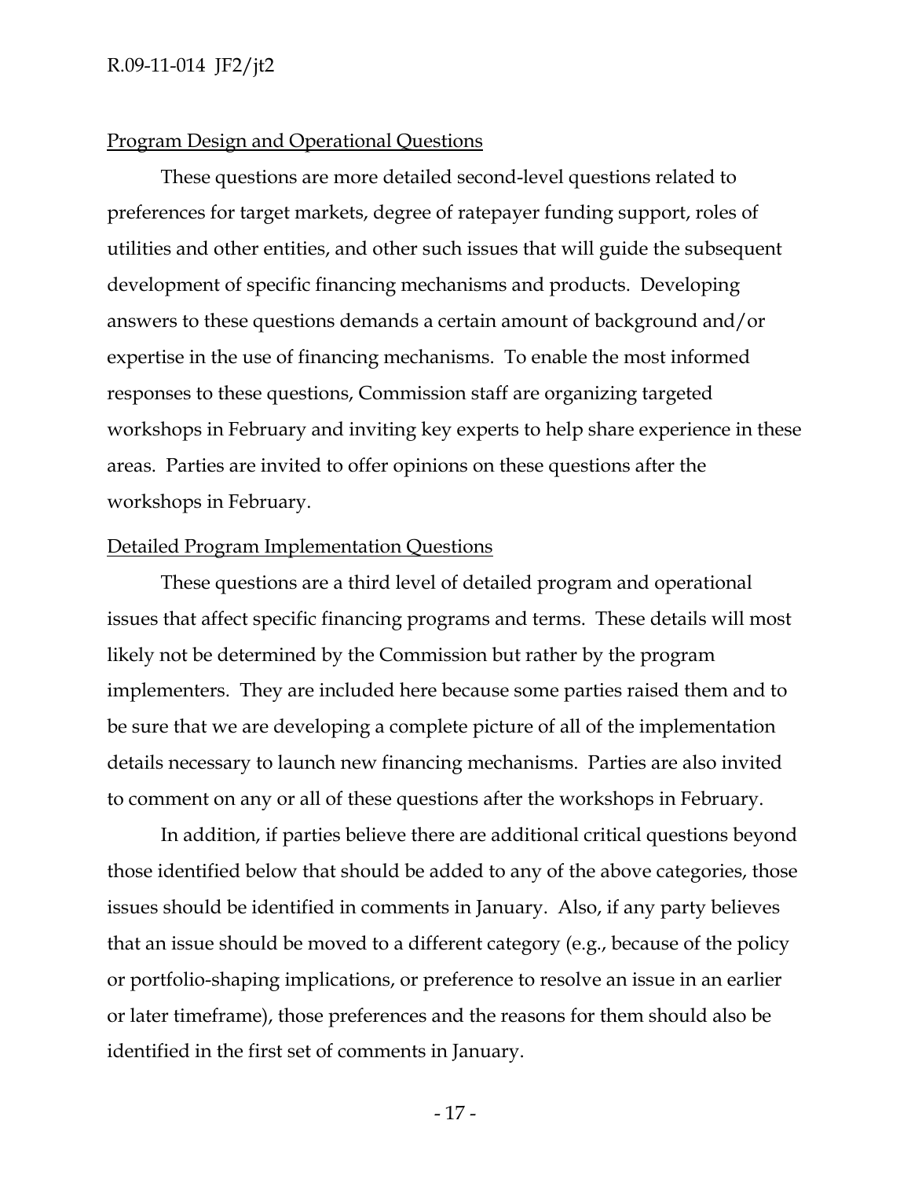Program Design and Operational Questions

These questions are more detailed second-level questions related to preferences for target markets, degree of ratepayer funding support, roles of utilities and other entities, and other such issues that will guide the subsequent development of specific financing mechanisms and products. Developing answers to these questions demands a certain amount of background and/or expertise in the use of financing mechanisms. To enable the most informed responses to these questions, Commission staff are organizing targeted workshops in February and inviting key experts to help share experience in these areas. Parties are invited to offer opinions on these questions after the workshops in February.

Detailed Program Implementation Questions

These questions are a third level of detailed program and operational issues that affect specific financing programs and terms. These details will most likely not be determined by the Commission but rather by the program implementers. They are included here because some parties raised them and to be sure that we are developing a complete picture of all of the implementation details necessary to launch new financing mechanisms. Parties are also invited to comment on any or all of these questions after the workshops in February.

In addition, if parties believe there are additional critical questions beyond those identified below that should be added to any of the above categories, those issues should be identified in comments in January. Also, if any party believes that an issue should be moved to a different category (e.g., because of the policy or portfolio-shaping implications, or preference to resolve an issue in an earlier or later timeframe), those preferences and the reasons for them should also be identified in the first set of comments in January.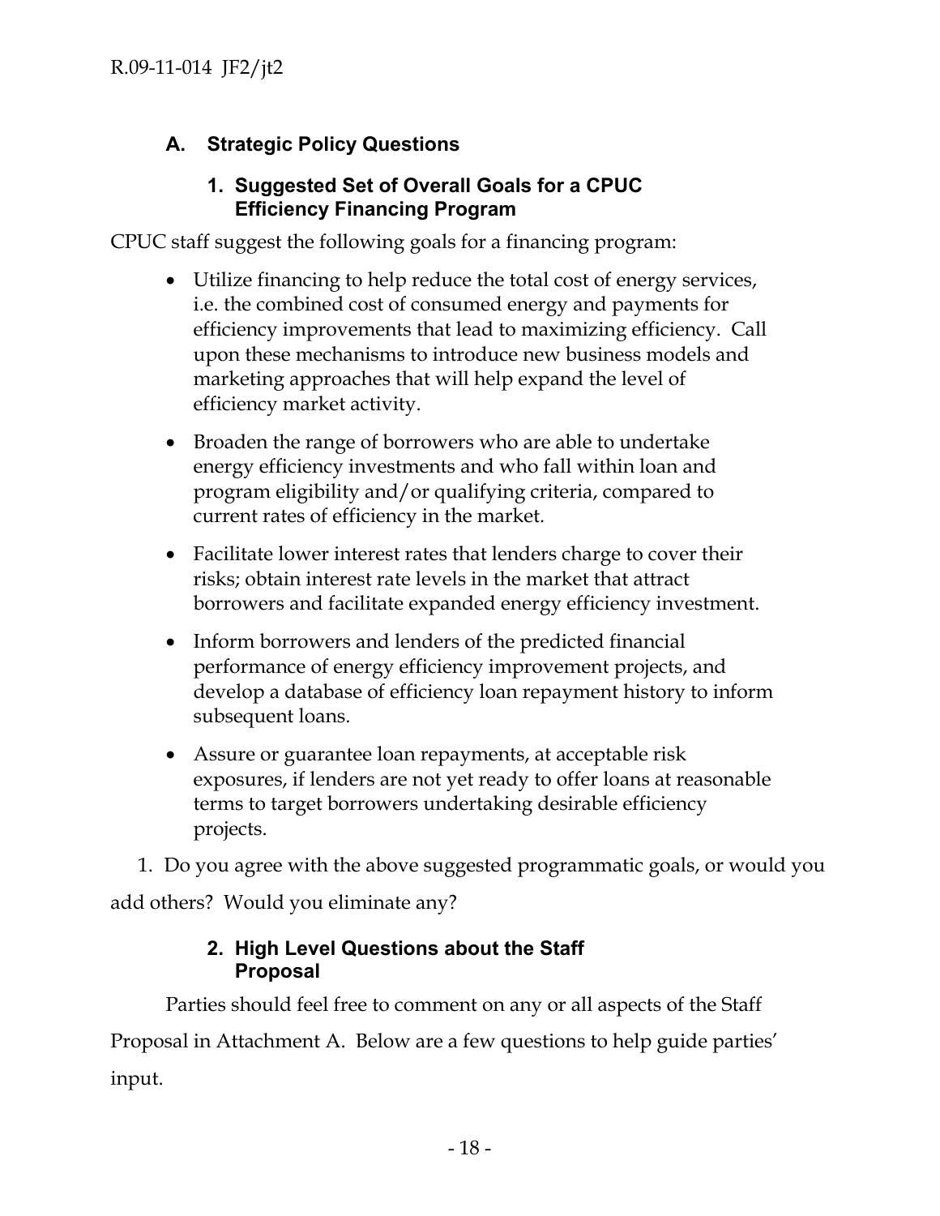## A. Strategic Policy Questions

### 1. Suggested Set of Overall Goals for a CPUC Efficiency Financing Program

CPUC staff suggest the following goals for a financing program:

- Utilize financing to help reduce the total cost of energy services, i.e. the combined cost of consumed energy and payments for efficiency improvements that lead to maximizing efficiency. Call upon these mechanisms to introduce new business models and marketing approaches that will help expand the level of efficiency market activity.
- Broaden the range of borrowers who are able to undertake energy efficiency investments and who fall within loan and program eligibility and/or qualifying criteria, compared to current rates of efficiency in the market.
- Facilitate lower interest rates that lenders charge to cover their risks; obtain interest rate levels in the market that attract borrowers and facilitate expanded energy efficiency investment.
- Inform borrowers and lenders of the predicted financial performance of energy efficiency improvement projects, and develop a database of efficiency loan repayment history to inform subsequent loans.
- Assure or guarantee loan repayments, at acceptable risk exposures, if lenders are not yet ready to offer loans at reasonable terms to target borrowers undertaking desirable efficiency projects.

1. Do you agree with the above suggested programmatic goals, or would you add others? Would you eliminate any?

### 2. High Level Questions about the Staff Proposal

Parties should feel free to comment on any or all aspects of the Staff Proposal in Attachment A. Below are a few questions to help guide parties' input.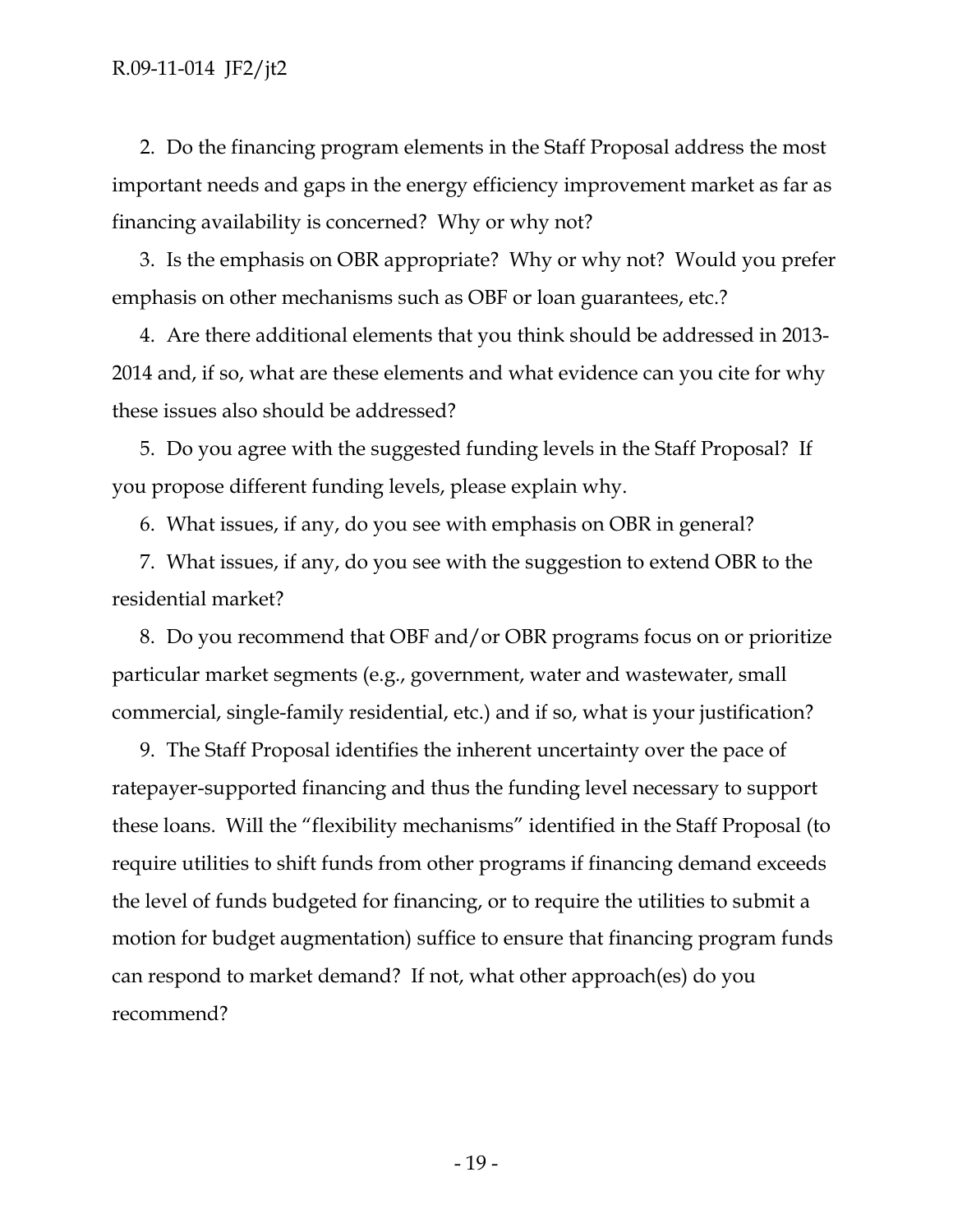2. Do the financing program elements in the Staff Proposal address the most important needs and gaps in the energy efficiency improvement market as far as financing availability is concerned? Why or why not?

3. Is the emphasis on OBR appropriate? Why or why not? Would you prefer emphasis on other mechanisms such as OBF or loan guarantees, etc.?

4. Are there additional elements that you think should be addressed in 2013-2014 and, if so, what are these elements and what evidence can you cite for why these issues also should be addressed?

5. Do you agree with the suggested funding levels in the Staff Proposal? If you propose different funding levels, please explain why.

6. What issues, if any, do you see with emphasis on OBR in general?

7. What issues, if any, do you see with the suggestion to extend OBR to the residential market?

8. Do you recommend that OBF and/or OBR programs focus on or prioritize particular market segments (e.g., government, water and wastewater, small commercial, single-family residential, etc.) and if so, what is your justification?

9. The Staff Proposal identifies the inherent uncertainty over the pace of ratepayer-supported financing and thus the funding level necessary to support these loans. Will the "flexibility mechanisms" identified in the Staff Proposal (to require utilities to shift funds from other programs if financing demand exceeds the level of funds budgeted for financing, or to require the utilities to submit a motion for budget augmentation) suffice to ensure that financing program funds can respond to market demand? If not, what other approach(es) do you recommend?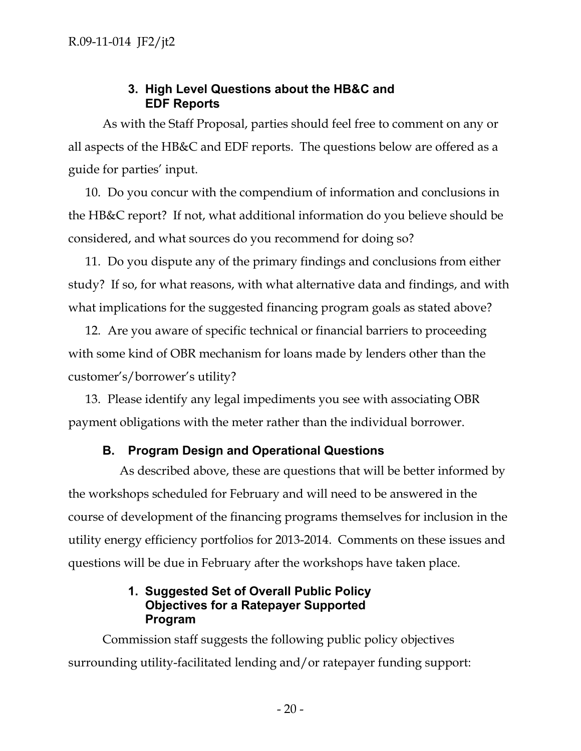### 3. High Level Questions about the HB&C and EDF Reports

As with the Staff Proposal, parties should feel free to comment on any or all aspects of the HB&C and EDF reports. The questions below are offered as a guide for parties' input.

10. Do you concur with the compendium of information and conclusions in the HB&C report? If not, what additional information do you believe should be considered, and what sources do you recommend for doing so?

11. Do you dispute any of the primary findings and conclusions from either study? If so, for what reasons, with what alternative data and findings, and with what implications for the suggested financing program goals as stated above?

12. Are you aware of specific technical or financial barriers to proceeding with some kind of OBR mechanism for loans made by lenders other than the customer's/borrower's utility?

13. Please identify any legal impediments you see with associating OBR payment obligations with the meter rather than the individual borrower.

## B. Program Design and Operational Questions

As described above, these are questions that will be better informed by the workshops scheduled for February and will need to be answered in the course of development of the financing programs themselves for inclusion in the utility energy efficiency portfolios for 2013-2014. Comments on these issues and questions will be due in February after the workshops have taken place.

### 1. Suggested Set of Overall Public Policy Objectives for a Ratepayer Supported Program

Commission staff suggests the following public policy objectives surrounding utility-facilitated lending and/or ratepayer funding support: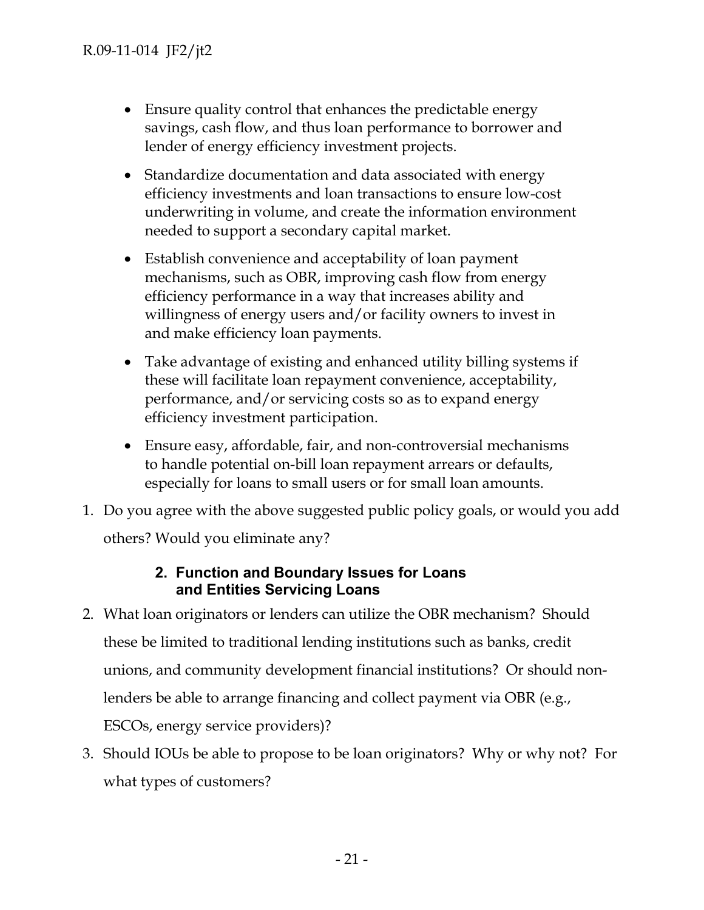- Ensure quality control that enhances the predictable energy savings, cash flow, and thus loan performance to borrower and lender of energy efficiency investment projects.
- Standardize documentation and data associated with energy efficiency investments and loan transactions to ensure low-cost underwriting in volume, and create the information environment needed to support a secondary capital market.
- Establish convenience and acceptability of loan payment mechanisms, such as OBR, improving cash flow from energy efficiency performance in a way that increases ability and willingness of energy users and/or facility owners to invest in and make efficiency loan payments.
- Take advantage of existing and enhanced utility billing systems if these will facilitate loan repayment convenience, acceptability, performance, and/or servicing costs so as to expand energy efficiency investment participation.
- Ensure easy, affordable, fair, and non-controversial mechanisms to handle potential on-bill loan repayment arrears or defaults, especially for loans to small users or for small loan amounts.

1. Do you agree with the above suggested public policy goals, or would you add others? Would you eliminate any?

### 2. Function and Boundary Issues for Loans and Entities Servicing Loans

2. What loan originators or lenders can utilize the OBR mechanism? Should these be limited to traditional lending institutions such as banks, credit unions, and community development financial institutions? Or should non-lenders be able to arrange financing and collect payment via OBR (e.g., ESCOs, energy service providers)?
3. Should IOUs be able to propose to be loan originators? Why or why not? For what types of customers?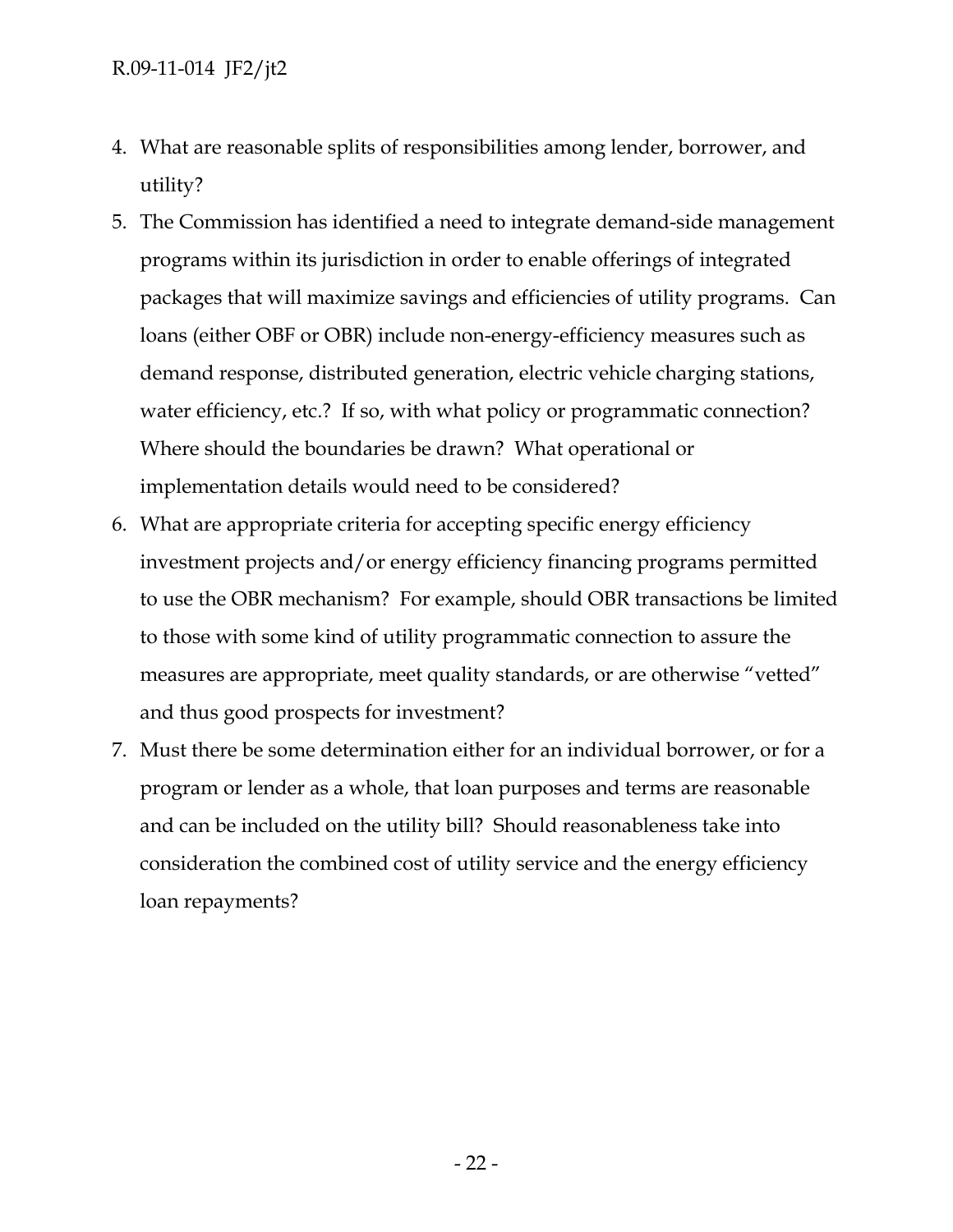4. What are reasonable splits of responsibilities among lender, borrower, and utility?
5. The Commission has identified a need to integrate demand-side management programs within its jurisdiction in order to enable offerings of integrated packages that will maximize savings and efficiencies of utility programs. Can loans (either OBF or OBR) include non-energy-efficiency measures such as demand response, distributed generation, electric vehicle charging stations, water efficiency, etc.? If so, with what policy or programmatic connection? Where should the boundaries be drawn? What operational or implementation details would need to be considered?
6. What are appropriate criteria for accepting specific energy efficiency investment projects and/or energy efficiency financing programs permitted to use the OBR mechanism? For example, should OBR transactions be limited to those with some kind of utility programmatic connection to assure the measures are appropriate, meet quality standards, or are otherwise "vetted" and thus good prospects for investment?
7. Must there be some determination either for an individual borrower, or for a program or lender as a whole, that loan purposes and terms are reasonable and can be included on the utility bill? Should reasonableness take into consideration the combined cost of utility service and the energy efficiency loan repayments?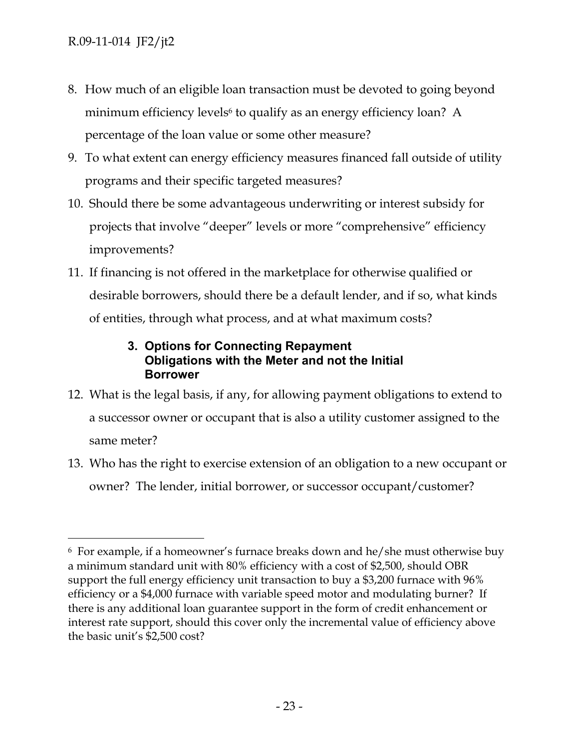8. How much of an eligible loan transaction must be devoted to going beyond minimum efficiency levels[6] to qualify as an energy efficiency loan? A percentage of the loan value or some other measure?
9. To what extent can energy efficiency measures financed fall outside of utility programs and their specific targeted measures?
10. Should there be some advantageous underwriting or interest subsidy for projects that involve "deeper" levels or more "comprehensive" efficiency improvements?
11. If financing is not offered in the marketplace for otherwise qualified or desirable borrowers, should there be a default lender, and if so, what kinds of entities, through what process, and at what maximum costs?

### 3. Options for Connecting Repayment Obligations with the Meter and not the Initial Borrower

12. What is the legal basis, if any, for allowing payment obligations to extend to a successor owner or occupant that is also a utility customer assigned to the same meter?
13. Who has the right to exercise extension of an obligation to a new occupant or owner? The lender, initial borrower, or successor occupant/customer?

---

[6] For example, if a homeowner's furnace breaks down and he/she must otherwise buy a minimum standard unit with 80% efficiency with a cost of $2,500, should OBR support the full energy efficiency unit transaction to buy a $3,200 furnace with 96% efficiency or a $4,000 furnace with variable speed motor and modulating burner? If there is any additional loan guarantee support in the form of credit enhancement or interest rate support, should this cover only the incremental value of efficiency above the basic unit's $2,500 cost?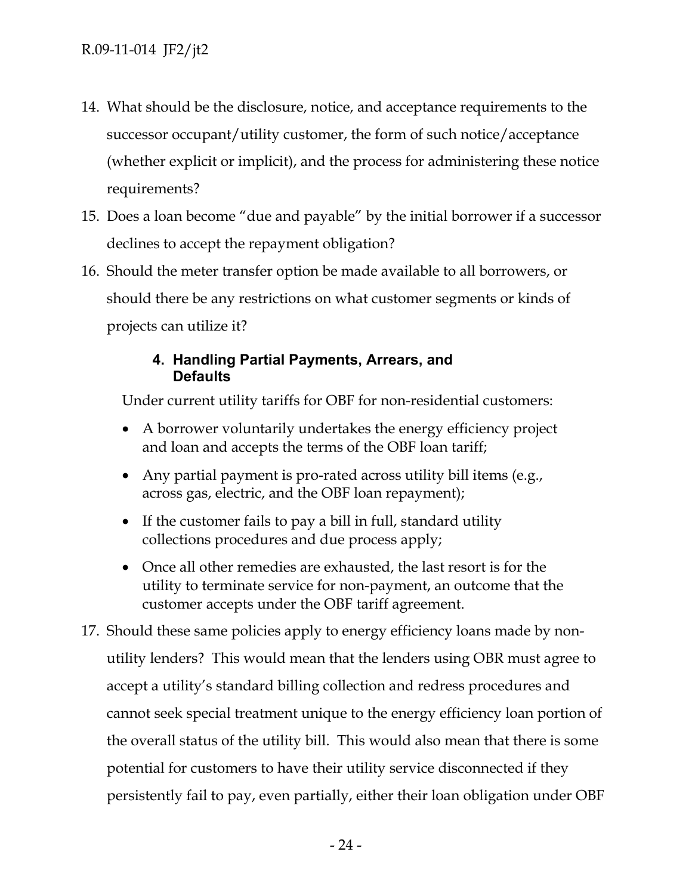14. What should be the disclosure, notice, and acceptance requirements to the successor occupant/utility customer, the form of such notice/acceptance (whether explicit or implicit), and the process for administering these notice requirements?
15. Does a loan become "due and payable" by the initial borrower if a successor declines to accept the repayment obligation?
16. Should the meter transfer option be made available to all borrowers, or should there be any restrictions on what customer segments or kinds of projects can utilize it?

#### 4. Handling Partial Payments, Arrears, and Defaults

Under current utility tariffs for OBF for non-residential customers:

- A borrower voluntarily undertakes the energy efficiency project and loan and accepts the terms of the OBF loan tariff;
- Any partial payment is pro-rated across utility bill items (e.g., across gas, electric, and the OBF loan repayment);
- If the customer fails to pay a bill in full, standard utility collections procedures and due process apply;
- Once all other remedies are exhausted, the last resort is for the utility to terminate service for non-payment, an outcome that the customer accepts under the OBF tariff agreement.

17. Should these same policies apply to energy efficiency loans made by non-utility lenders? This would mean that the lenders using OBR must agree to accept a utility's standard billing collection and redress procedures and cannot seek special treatment unique to the energy efficiency loan portion of the overall status of the utility bill. This would also mean that there is some potential for customers to have their utility service disconnected if they persistently fail to pay, even partially, either their loan obligation under OBF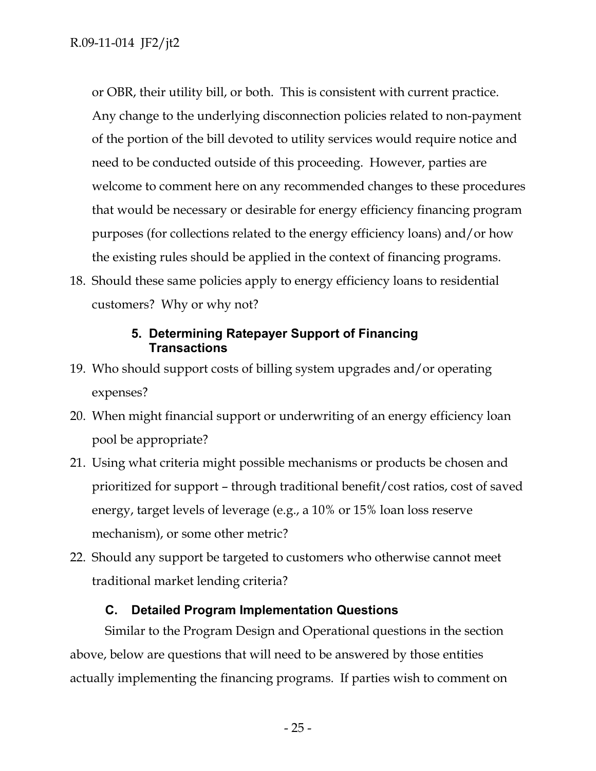or OBR, their utility bill, or both. This is consistent with current practice. Any change to the underlying disconnection policies related to non-payment of the portion of the bill devoted to utility services would require notice and need to be conducted outside of this proceeding. However, parties are welcome to comment here on any recommended changes to these procedures that would be necessary or desirable for energy efficiency financing program purposes (for collections related to the energy efficiency loans) and/or how the existing rules should be applied in the context of financing programs.

18. Should these same policies apply to energy efficiency loans to residential customers? Why or why not?

#### 5. Determining Ratepayer Support of Financing Transactions

19. Who should support costs of billing system upgrades and/or operating expenses?
20. When might financial support or underwriting of an energy efficiency loan pool be appropriate?
21. Using what criteria might possible mechanisms or products be chosen and prioritized for support – through traditional benefit/cost ratios, cost of saved energy, target levels of leverage (e.g., a 10% or 15% loan loss reserve mechanism), or some other metric?
22. Should any support be targeted to customers who otherwise cannot meet traditional market lending criteria?

### C. Detailed Program Implementation Questions

Similar to the Program Design and Operational questions in the section above, below are questions that will need to be answered by those entities actually implementing the financing programs. If parties wish to comment on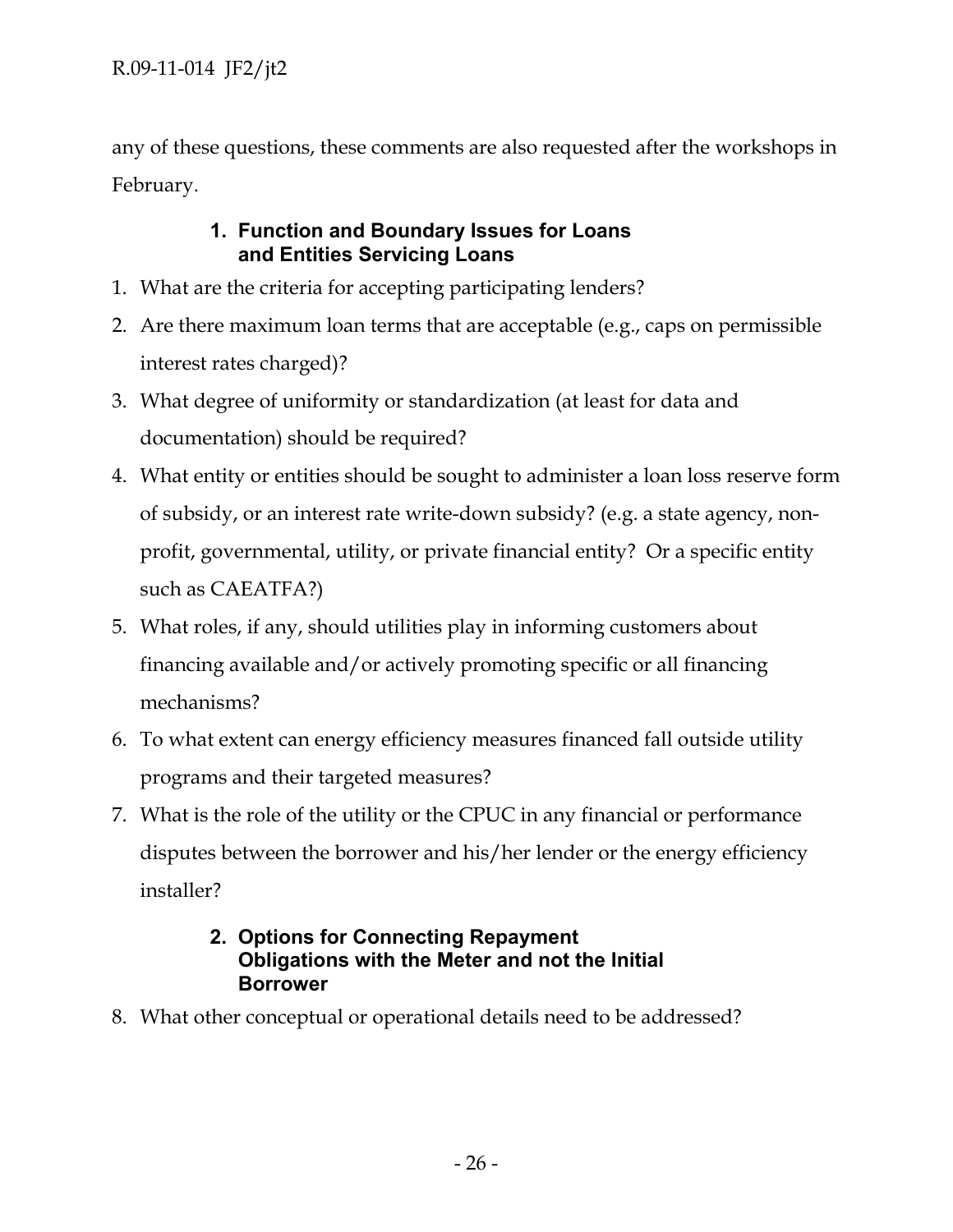any of these questions, these comments are also requested after the workshops in February.

### 1. Function and Boundary Issues for Loans and Entities Servicing Loans

1. What are the criteria for accepting participating lenders?
2. Are there maximum loan terms that are acceptable (e.g., caps on permissible interest rates charged)?
3. What degree of uniformity or standardization (at least for data and documentation) should be required?
4. What entity or entities should be sought to administer a loan loss reserve form of subsidy, or an interest rate write-down subsidy? (e.g. a state agency, non-profit, governmental, utility, or private financial entity? Or a specific entity such as CAEATFA?)
5. What roles, if any, should utilities play in informing customers about financing available and/or actively promoting specific or all financing mechanisms?
6. To what extent can energy efficiency measures financed fall outside utility programs and their targeted measures?
7. What is the role of the utility or the CPUC in any financial or performance disputes between the borrower and his/her lender or the energy efficiency installer?

### 2. Options for Connecting Repayment Obligations with the Meter and not the Initial Borrower

8. What other conceptual or operational details need to be addressed?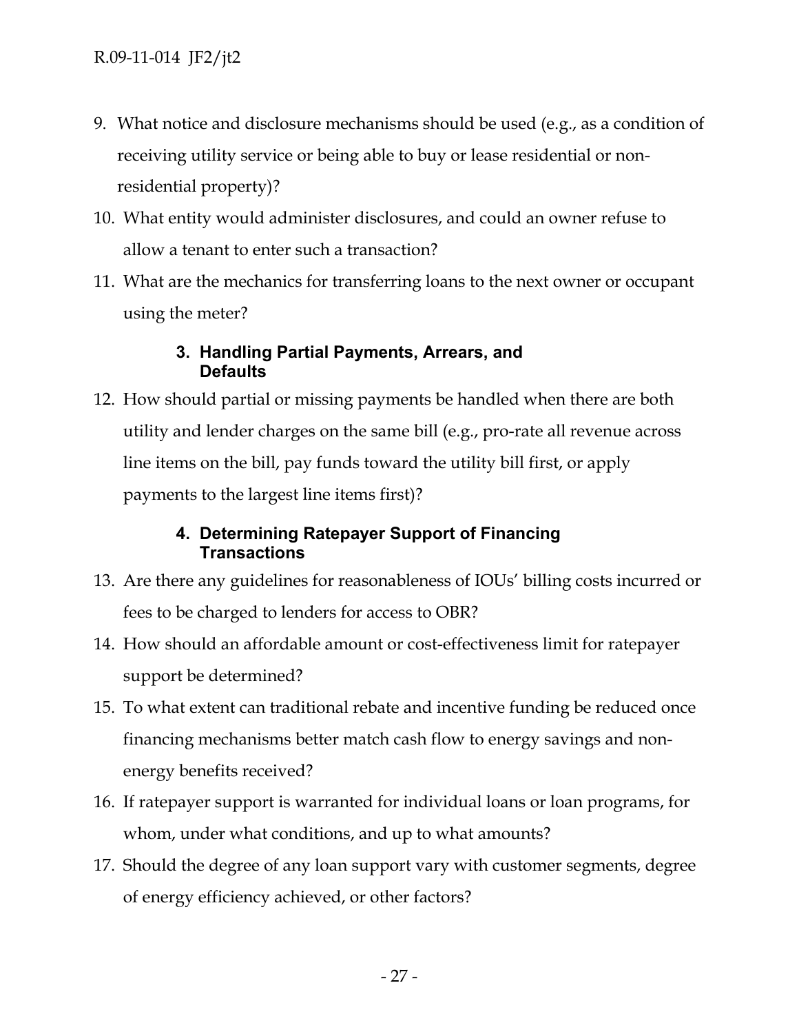9. What notice and disclosure mechanisms should be used (e.g., as a condition of receiving utility service or being able to buy or lease residential or non-residential property)?
10. What entity would administer disclosures, and could an owner refuse to allow a tenant to enter such a transaction?
11. What are the mechanics for transferring loans to the next owner or occupant using the meter?

### 3. Handling Partial Payments, Arrears, and Defaults

12. How should partial or missing payments be handled when there are both utility and lender charges on the same bill (e.g., pro-rate all revenue across line items on the bill, pay funds toward the utility bill first, or apply payments to the largest line items first)?

### 4. Determining Ratepayer Support of Financing Transactions

13. Are there any guidelines for reasonableness of IOUs' billing costs incurred or fees to be charged to lenders for access to OBR?
14. How should an affordable amount or cost-effectiveness limit for ratepayer support be determined?
15. To what extent can traditional rebate and incentive funding be reduced once financing mechanisms better match cash flow to energy savings and non-energy benefits received?
16. If ratepayer support is warranted for individual loans or loan programs, for whom, under what conditions, and up to what amounts?
17. Should the degree of any loan support vary with customer segments, degree of energy efficiency achieved, or other factors?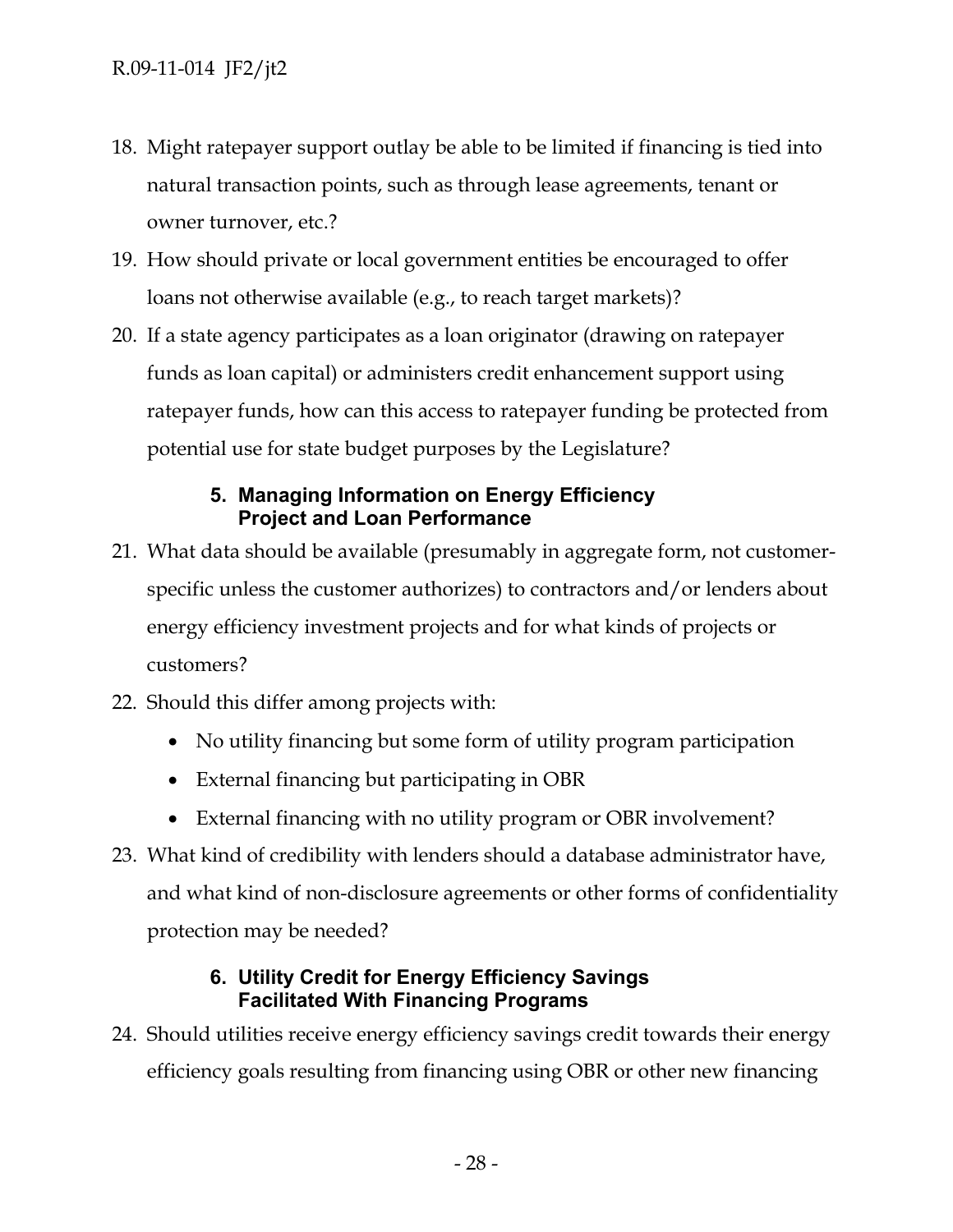18. Might ratepayer support outlay be able to be limited if financing is tied into natural transaction points, such as through lease agreements, tenant or owner turnover, etc.?
19. How should private or local government entities be encouraged to offer loans not otherwise available (e.g., to reach target markets)?
20. If a state agency participates as a loan originator (drawing on ratepayer funds as loan capital) or administers credit enhancement support using ratepayer funds, how can this access to ratepayer funding be protected from potential use for state budget purposes by the Legislature?

### 5. Managing Information on Energy Efficiency Project and Loan Performance

21. What data should be available (presumably in aggregate form, not customer-specific unless the customer authorizes) to contractors and/or lenders about energy efficiency investment projects and for what kinds of projects or customers?
22. Should this differ among projects with:
    - No utility financing but some form of utility program participation
    - External financing but participating in OBR
    - External financing with no utility program or OBR involvement?
23. What kind of credibility with lenders should a database administrator have, and what kind of non-disclosure agreements or other forms of confidentiality protection may be needed?

### 6. Utility Credit for Energy Efficiency Savings Facilitated With Financing Programs

24. Should utilities receive energy efficiency savings credit towards their energy efficiency goals resulting from financing using OBR or other new financing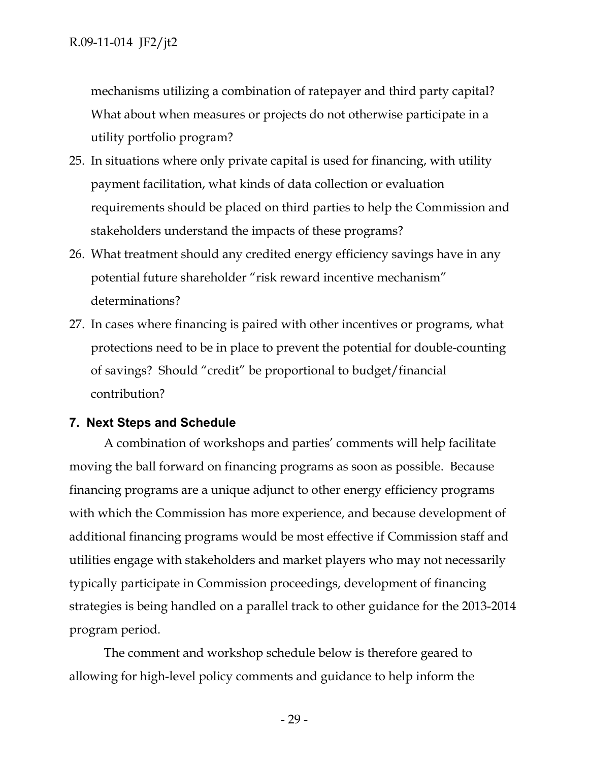mechanisms utilizing a combination of ratepayer and third party capital? What about when measures or projects do not otherwise participate in a utility portfolio program?

25. In situations where only private capital is used for financing, with utility payment facilitation, what kinds of data collection or evaluation requirements should be placed on third parties to help the Commission and stakeholders understand the impacts of these programs?
26. What treatment should any credited energy efficiency savings have in any potential future shareholder "risk reward incentive mechanism" determinations?
27. In cases where financing is paired with other incentives or programs, what protections need to be in place to prevent the potential for double-counting of savings? Should "credit" be proportional to budget/financial contribution?

## 7. Next Steps and Schedule

A combination of workshops and parties' comments will help facilitate moving the ball forward on financing programs as soon as possible. Because financing programs are a unique adjunct to other energy efficiency programs with which the Commission has more experience, and because development of additional financing programs would be most effective if Commission staff and utilities engage with stakeholders and market players who may not necessarily typically participate in Commission proceedings, development of financing strategies is being handled on a parallel track to other guidance for the 2013-2014 program period.

The comment and workshop schedule below is therefore geared to allowing for high-level policy comments and guidance to help inform the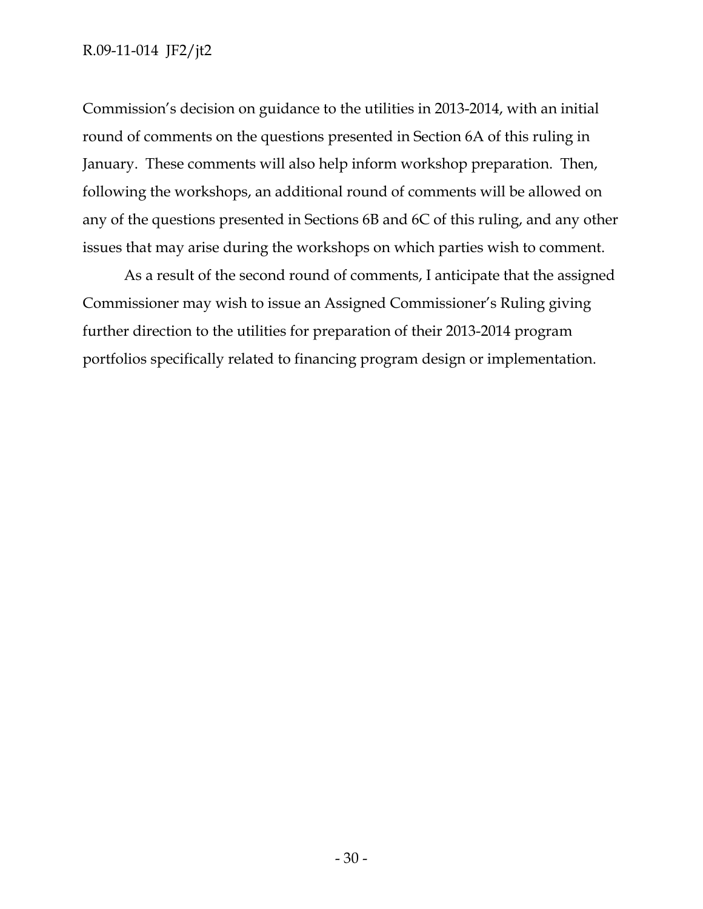Commission's decision on guidance to the utilities in 2013-2014, with an initial round of comments on the questions presented in Section 6A of this ruling in January. These comments will also help inform workshop preparation. Then, following the workshops, an additional round of comments will be allowed on any of the questions presented in Sections 6B and 6C of this ruling, and any other issues that may arise during the workshops on which parties wish to comment.

As a result of the second round of comments, I anticipate that the assigned Commissioner may wish to issue an Assigned Commissioner's Ruling giving further direction to the utilities for preparation of their 2013-2014 program portfolios specifically related to financing program design or implementation.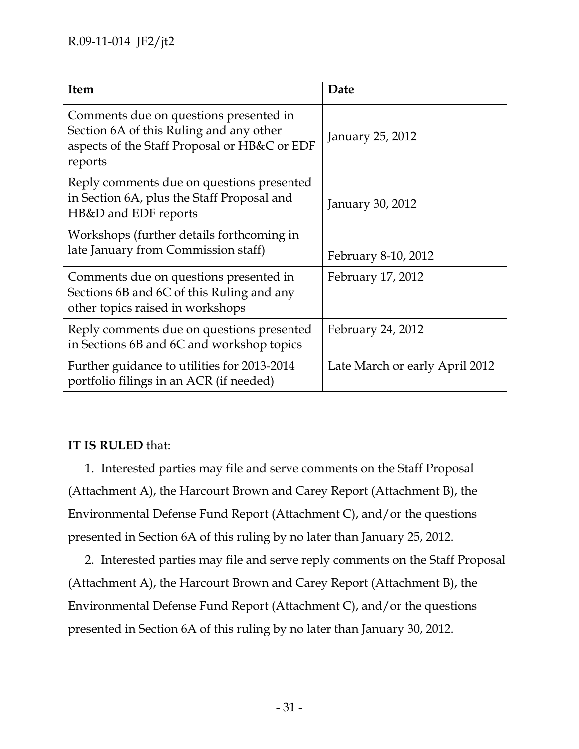| Item | Date |
|---|---|
| Comments due on questions presented in Section 6A of this Ruling and any other aspects of the Staff Proposal or HB&C or EDF reports | January 25, 2012 |
| Reply comments due on questions presented in Section 6A, plus the Staff Proposal and HB&D and EDF reports | January 30, 2012 |
| Workshops (further details forthcoming in late January from Commission staff) | February 8-10, 2012 |
| Comments due on questions presented in Sections 6B and 6C of this Ruling and any other topics raised in workshops | February 17, 2012 |
| Reply comments due on questions presented in Sections 6B and 6C and workshop topics | February 24, 2012 |
| Further guidance to utilities for 2013-2014 portfolio filings in an ACR (if needed) | Late March or early April 2012 |

**IT IS RULED** that:

1. Interested parties may file and serve comments on the Staff Proposal (Attachment A), the Harcourt Brown and Carey Report (Attachment B), the Environmental Defense Fund Report (Attachment C), and/or the questions presented in Section 6A of this ruling by no later than January 25, 2012.

2. Interested parties may file and serve reply comments on the Staff Proposal (Attachment A), the Harcourt Brown and Carey Report (Attachment B), the Environmental Defense Fund Report (Attachment C), and/or the questions presented in Section 6A of this ruling by no later than January 30, 2012.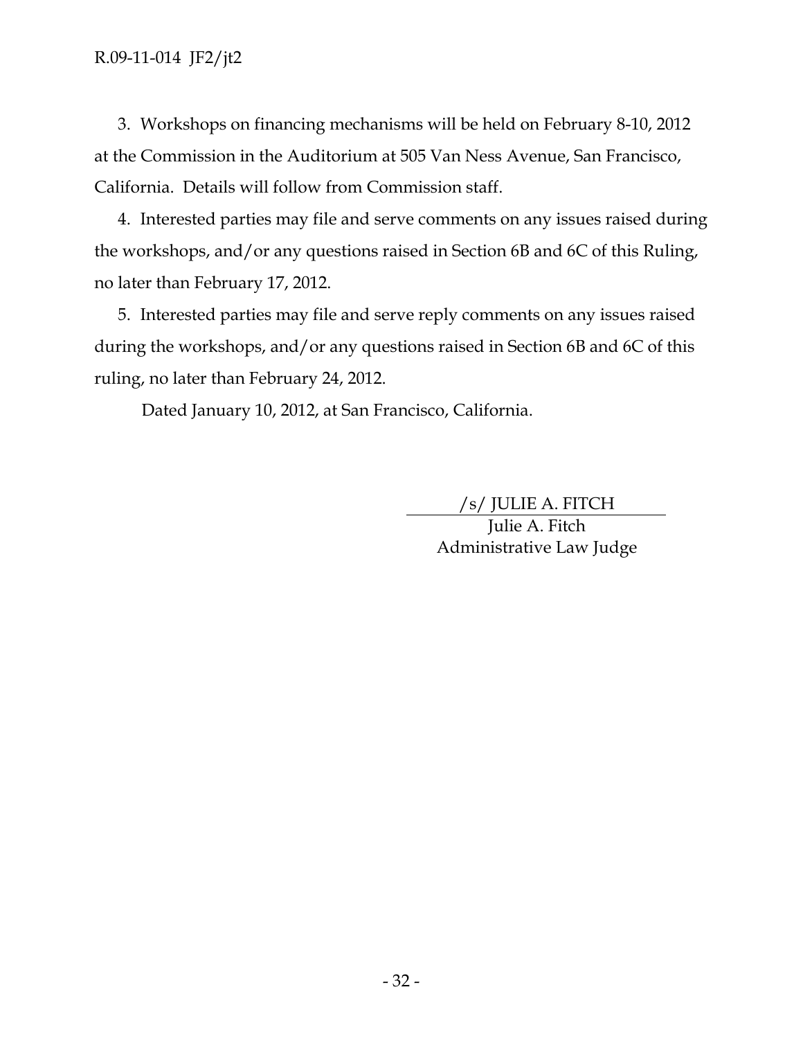3. Workshops on financing mechanisms will be held on February 8-10, 2012 at the Commission in the Auditorium at 505 Van Ness Avenue, San Francisco, California. Details will follow from Commission staff.

4. Interested parties may file and serve comments on any issues raised during the workshops, and/or any questions raised in Section 6B and 6C of this Ruling, no later than February 17, 2012.

5. Interested parties may file and serve reply comments on any issues raised during the workshops, and/or any questions raised in Section 6B and 6C of this ruling, no later than February 24, 2012.

Dated January 10, 2012, at San Francisco, California.

/s/ JULIE A. FITCH

Julie A. Fitch
Administrative Law Judge